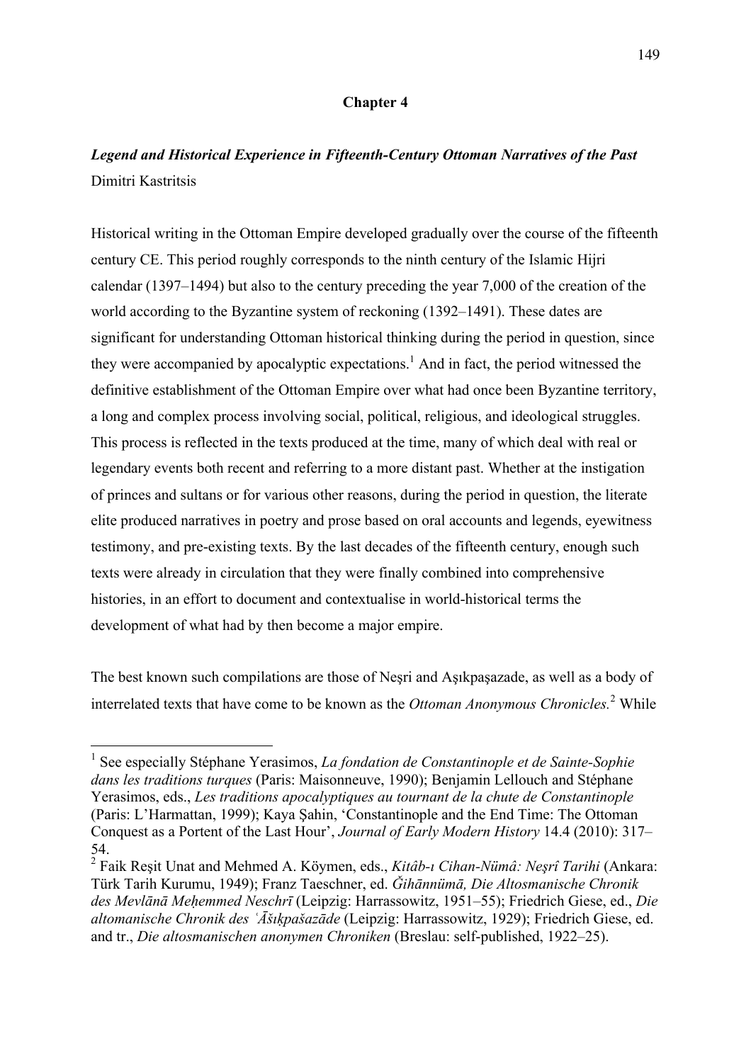# Chapter 4

## *Legend and Historical Experience in Fifteenth-Century Ottoman Narratives of the Past*

Dimitri Kastritsis

Historical writing in the Ottoman Empire developed gradually over the course of the fifteenth century CE. This period roughly corresponds to the ninth century of the Islamic Hijri calendar (1397–1494) but also to the century preceding the year 7,000 of the creation of the world according to the Byzantine system of reckoning (1392–1491). These dates are significant for understanding Ottoman historical thinking during the period in question, since they were accompanied by apocalyptic expectations.[1] And in fact, the period witnessed the definitive establishment of the Ottoman Empire over what had once been Byzantine territory, a long and complex process involving social, political, religious, and ideological struggles. This process is reflected in the texts produced at the time, many of which deal with real or legendary events both recent and referring to a more distant past. Whether at the instigation of princes and sultans or for various other reasons, during the period in question, the literate elite produced narratives in poetry and prose based on oral accounts and legends, eyewitness testimony, and pre-existing texts. By the last decades of the fifteenth century, enough such texts were already in circulation that they were finally combined into comprehensive histories, in an effort to document and contextualise in world-historical terms the development of what had by then become a major empire.

The best known such compilations are those of Neşri and Aşıkpaşazade, as well as a body of interrelated texts that have come to be known as the *Ottoman Anonymous Chronicles.*[2] While

---

[1] See especially Stéphane Yerasimos, *La fondation de Constantinople et de Sainte-Sophie dans les traditions turques* (Paris: Maisonneuve, 1990); Benjamin Lellouch and Stéphane Yerasimos, eds., *Les traditions apocalyptiques au tournant de la chute de Constantinople* (Paris: L'Harmattan, 1999); Kaya Şahin, 'Constantinople and the End Time: The Ottoman Conquest as a Portent of the Last Hour', *Journal of Early Modern History* 14.4 (2010): 317–54.

[2] Faik Reşit Unat and Mehmed A. Köymen, eds., *Kitâb-ı Cihan-Nümâ: Neşrî Tarihi* (Ankara: Türk Tarih Kurumu, 1949); Franz Taeschner, ed. *Ǧihānnümā, Die Altosmanische Chronik des Mevlānā Meḥemmed Neschrī* (Leipzig: Harrassowitz, 1951–55); Friedrich Giese, ed., *Die altomanische Chronik des ʿĀšıḳpašazāde* (Leipzig: Harrassowitz, 1929); Friedrich Giese, ed. and tr., *Die altosmanischen anonymen Chroniken* (Breslau: self-published, 1922–25).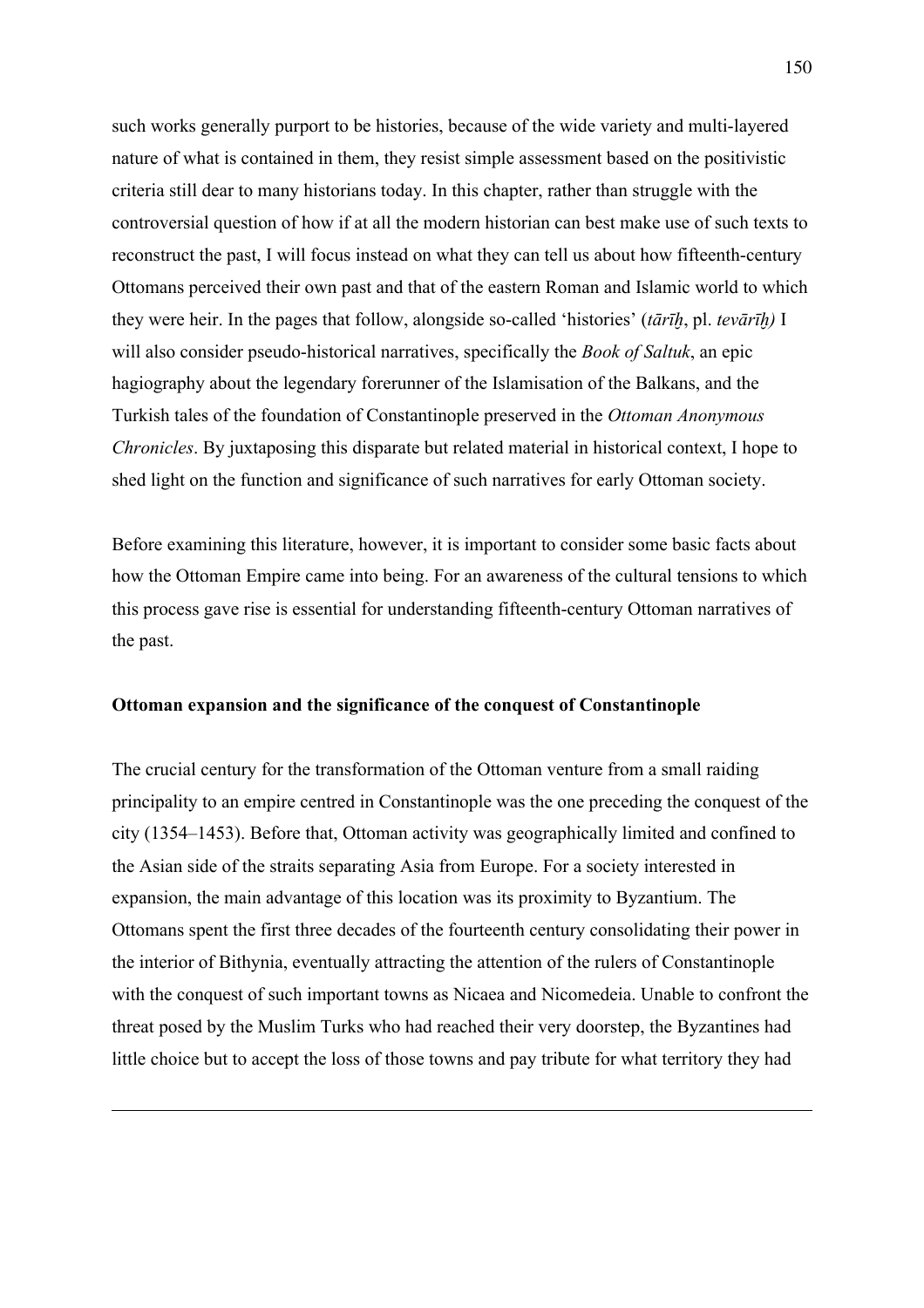such works generally purport to be histories, because of the wide variety and multi-layered nature of what is contained in them, they resist simple assessment based on the positivistic criteria still dear to many historians today. In this chapter, rather than struggle with the controversial question of how if at all the modern historian can best make use of such texts to reconstruct the past, I will focus instead on what they can tell us about how fifteenth-century Ottomans perceived their own past and that of the eastern Roman and Islamic world to which they were heir. In the pages that follow, alongside so-called 'histories' (*tārīḫ*, pl. *tevārīḫ)* I will also consider pseudo-historical narratives, specifically the *Book of Saltuk*, an epic hagiography about the legendary forerunner of the Islamisation of the Balkans, and the Turkish tales of the foundation of Constantinople preserved in the *Ottoman Anonymous Chronicles*. By juxtaposing this disparate but related material in historical context, I hope to shed light on the function and significance of such narratives for early Ottoman society.

Before examining this literature, however, it is important to consider some basic facts about how the Ottoman Empire came into being. For an awareness of the cultural tensions to which this process gave rise is essential for understanding fifteenth-century Ottoman narratives of the past.

**Ottoman expansion and the significance of the conquest of Constantinople**

The crucial century for the transformation of the Ottoman venture from a small raiding principality to an empire centred in Constantinople was the one preceding the conquest of the city (1354–1453). Before that, Ottoman activity was geographically limited and confined to the Asian side of the straits separating Asia from Europe. For a society interested in expansion, the main advantage of this location was its proximity to Byzantium. The Ottomans spent the first three decades of the fourteenth century consolidating their power in the interior of Bithynia, eventually attracting the attention of the rulers of Constantinople with the conquest of such important towns as Nicaea and Nicomedeia. Unable to confront the threat posed by the Muslim Turks who had reached their very doorstep, the Byzantines had little choice but to accept the loss of those towns and pay tribute for what territory they had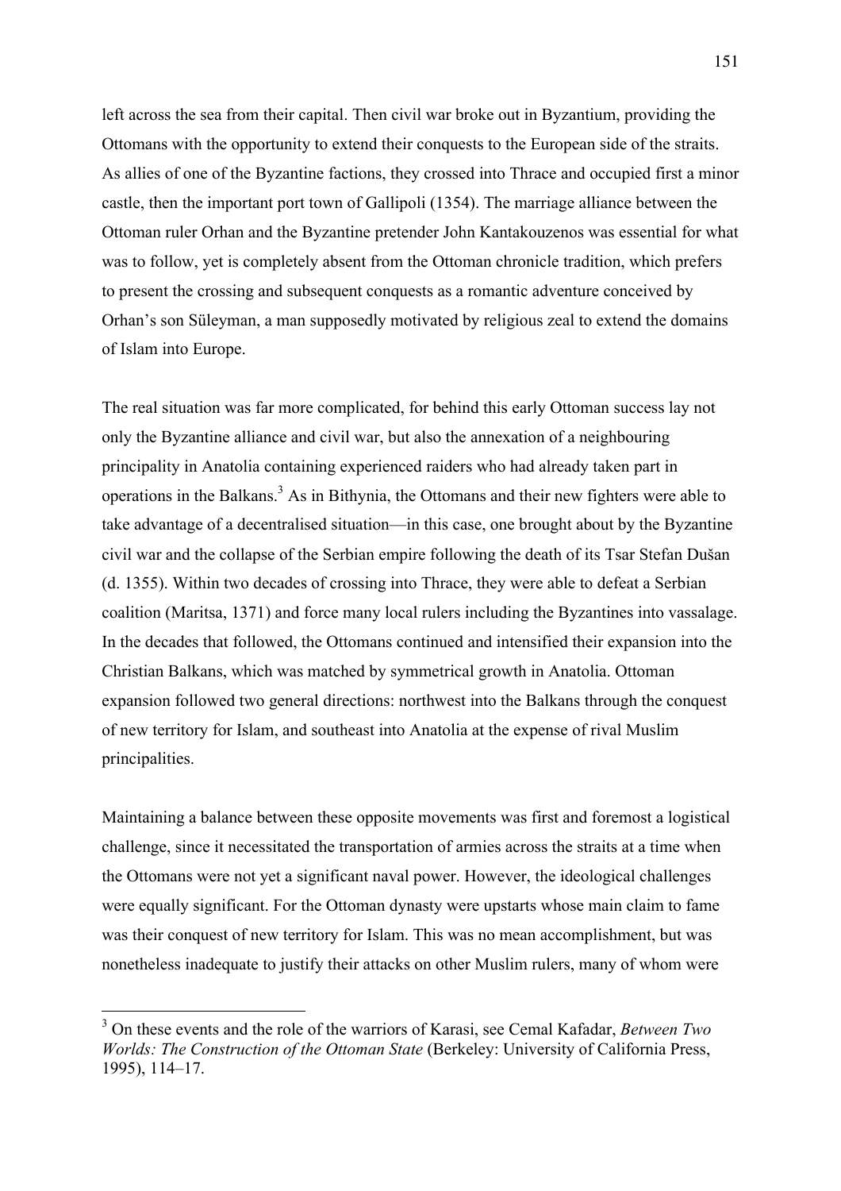left across the sea from their capital. Then civil war broke out in Byzantium, providing the Ottomans with the opportunity to extend their conquests to the European side of the straits. As allies of one of the Byzantine factions, they crossed into Thrace and occupied first a minor castle, then the important port town of Gallipoli (1354). The marriage alliance between the Ottoman ruler Orhan and the Byzantine pretender John Kantakouzenos was essential for what was to follow, yet is completely absent from the Ottoman chronicle tradition, which prefers to present the crossing and subsequent conquests as a romantic adventure conceived by Orhan's son Süleyman, a man supposedly motivated by religious zeal to extend the domains of Islam into Europe.

The real situation was far more complicated, for behind this early Ottoman success lay not only the Byzantine alliance and civil war, but also the annexation of a neighbouring principality in Anatolia containing experienced raiders who had already taken part in operations in the Balkans.[3] As in Bithynia, the Ottomans and their new fighters were able to take advantage of a decentralised situation—in this case, one brought about by the Byzantine civil war and the collapse of the Serbian empire following the death of its Tsar Stefan Dušan (d. 1355). Within two decades of crossing into Thrace, they were able to defeat a Serbian coalition (Maritsa, 1371) and force many local rulers including the Byzantines into vassalage. In the decades that followed, the Ottomans continued and intensified their expansion into the Christian Balkans, which was matched by symmetrical growth in Anatolia. Ottoman expansion followed two general directions: northwest into the Balkans through the conquest of new territory for Islam, and southeast into Anatolia at the expense of rival Muslim principalities.

Maintaining a balance between these opposite movements was first and foremost a logistical challenge, since it necessitated the transportation of armies across the straits at a time when the Ottomans were not yet a significant naval power. However, the ideological challenges were equally significant. For the Ottoman dynasty were upstarts whose main claim to fame was their conquest of new territory for Islam. This was no mean accomplishment, but was nonetheless inadequate to justify their attacks on other Muslim rulers, many of whom were

[3] On these events and the role of the warriors of Karasi, see Cemal Kafadar, *Between Two Worlds: The Construction of the Ottoman State* (Berkeley: University of California Press, 1995), 114–17.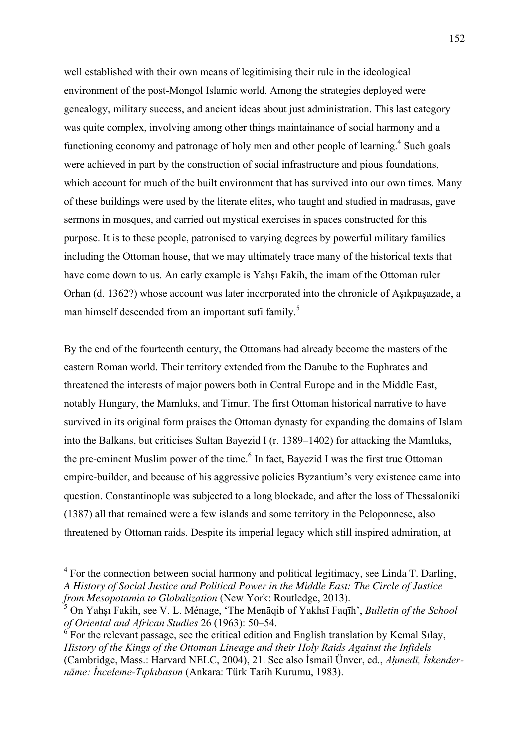well established with their own means of legitimising their rule in the ideological environment of the post-Mongol Islamic world. Among the strategies deployed were genealogy, military success, and ancient ideas about just administration. This last category was quite complex, involving among other things maintainance of social harmony and a functioning economy and patronage of holy men and other people of learning.[4] Such goals were achieved in part by the construction of social infrastructure and pious foundations, which account for much of the built environment that has survived into our own times. Many of these buildings were used by the literate elites, who taught and studied in madrasas, gave sermons in mosques, and carried out mystical exercises in spaces constructed for this purpose. It is to these people, patronised to varying degrees by powerful military families including the Ottoman house, that we may ultimately trace many of the historical texts that have come down to us. An early example is Yahşı Fakih, the imam of the Ottoman ruler Orhan (d. 1362?) whose account was later incorporated into the chronicle of Aşıkpaşazade, a man himself descended from an important sufi family.[5]

By the end of the fourteenth century, the Ottomans had already become the masters of the eastern Roman world. Their territory extended from the Danube to the Euphrates and threatened the interests of major powers both in Central Europe and in the Middle East, notably Hungary, the Mamluks, and Timur. The first Ottoman historical narrative to have survived in its original form praises the Ottoman dynasty for expanding the domains of Islam into the Balkans, but criticises Sultan Bayezid I (r. 1389–1402) for attacking the Mamluks, the pre-eminent Muslim power of the time.[6] In fact, Bayezid I was the first true Ottoman empire-builder, and because of his aggressive policies Byzantium's very existence came into question. Constantinople was subjected to a long blockade, and after the loss of Thessaloniki (1387) all that remained were a few islands and some territory in the Peloponnese, also threatened by Ottoman raids. Despite its imperial legacy which still inspired admiration, at

---

[4] For the connection between social harmony and political legitimacy, see Linda T. Darling, *A History of Social Justice and Political Power in the Middle East: The Circle of Justice from Mesopotamia to Globalization* (New York: Routledge, 2013).

[5] On Yahşı Fakih, see V. L. Ménage, 'The Menāqib of Yakhsī Faqīh', *Bulletin of the School of Oriental and African Studies* 26 (1963): 50–54.

[6] For the relevant passage, see the critical edition and English translation by Kemal Sılay, *History of the Kings of the Ottoman Lineage and their Holy Raids Against the Infidels* (Cambridge, Mass.: Harvard NELC, 2004), 21. See also İsmail Ünver, ed., *Aḥmedī, İskender-nāme: İnceleme-Tıpkıbasım* (Ankara: Türk Tarih Kurumu, 1983).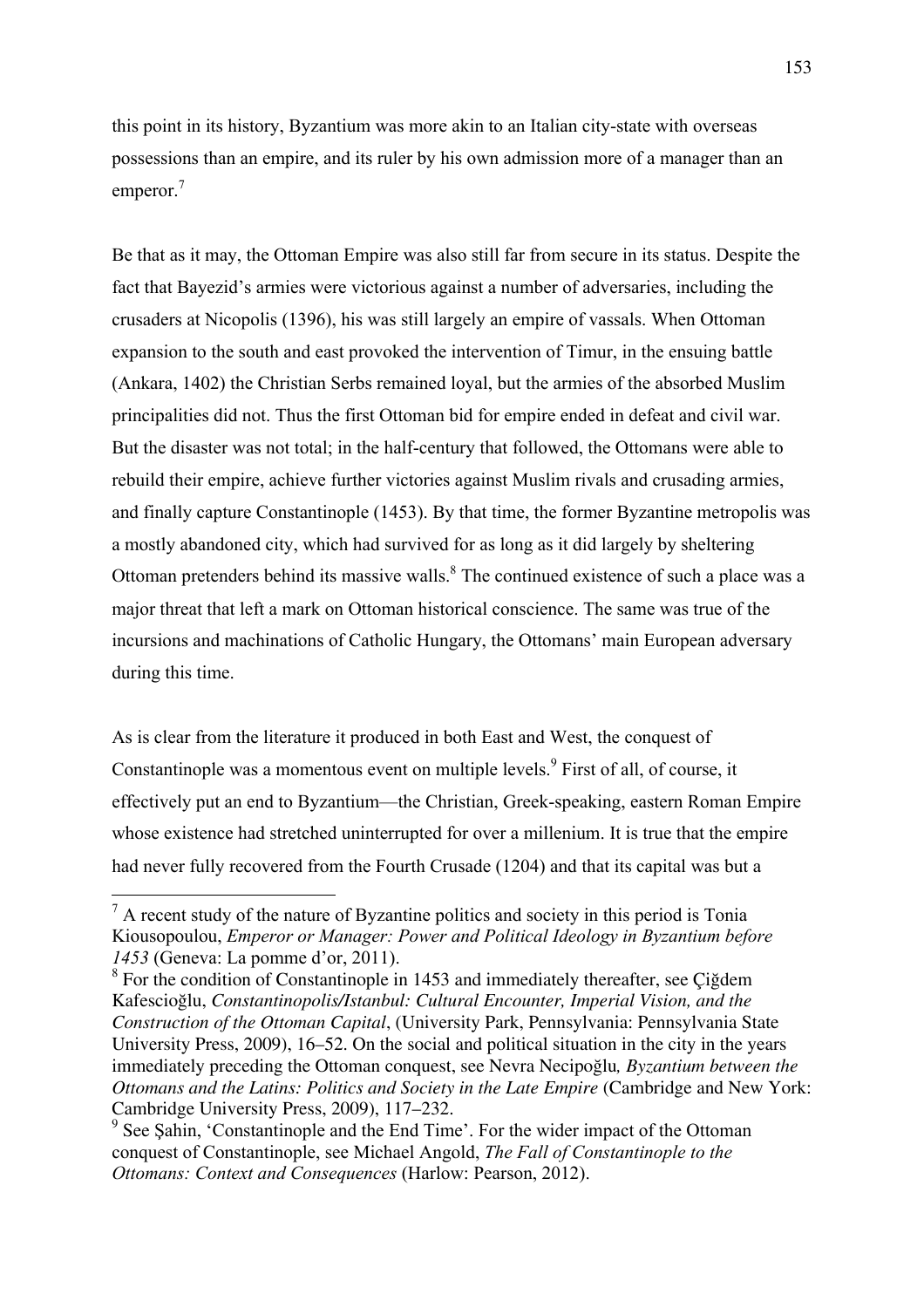this point in its history, Byzantium was more akin to an Italian city-state with overseas possessions than an empire, and its ruler by his own admission more of a manager than an emperor.[7]

Be that as it may, the Ottoman Empire was also still far from secure in its status. Despite the fact that Bayezid's armies were victorious against a number of adversaries, including the crusaders at Nicopolis (1396), his was still largely an empire of vassals. When Ottoman expansion to the south and east provoked the intervention of Timur, in the ensuing battle (Ankara, 1402) the Christian Serbs remained loyal, but the armies of the absorbed Muslim principalities did not. Thus the first Ottoman bid for empire ended in defeat and civil war. But the disaster was not total; in the half-century that followed, the Ottomans were able to rebuild their empire, achieve further victories against Muslim rivals and crusading armies, and finally capture Constantinople (1453). By that time, the former Byzantine metropolis was a mostly abandoned city, which had survived for as long as it did largely by sheltering Ottoman pretenders behind its massive walls.[8] The continued existence of such a place was a major threat that left a mark on Ottoman historical conscience. The same was true of the incursions and machinations of Catholic Hungary, the Ottomans' main European adversary during this time.

As is clear from the literature it produced in both East and West, the conquest of Constantinople was a momentous event on multiple levels.[9] First of all, of course, it effectively put an end to Byzantium—the Christian, Greek-speaking, eastern Roman Empire whose existence had stretched uninterrupted for over a millenium. It is true that the empire had never fully recovered from the Fourth Crusade (1204) and that its capital was but a

---

[7] A recent study of the nature of Byzantine politics and society in this period is Tonia Kiousopoulou, *Emperor or Manager: Power and Political Ideology in Byzantium before 1453* (Geneva: La pomme d'or, 2011).

[8] For the condition of Constantinople in 1453 and immediately thereafter, see Çiğdem Kafescioğlu, *Constantinopolis/Istanbul: Cultural Encounter, Imperial Vision, and the Construction of the Ottoman Capital*, (University Park, Pennsylvania: Pennsylvania State University Press, 2009), 16–52. On the social and political situation in the city in the years immediately preceding the Ottoman conquest, see Nevra Necipoğlu*, Byzantium between the Ottomans and the Latins: Politics and Society in the Late Empire* (Cambridge and New York: Cambridge University Press, 2009), 117–232.

[9] See Şahin, 'Constantinople and the End Time'. For the wider impact of the Ottoman conquest of Constantinople, see Michael Angold, *The Fall of Constantinople to the Ottomans: Context and Consequences* (Harlow: Pearson, 2012).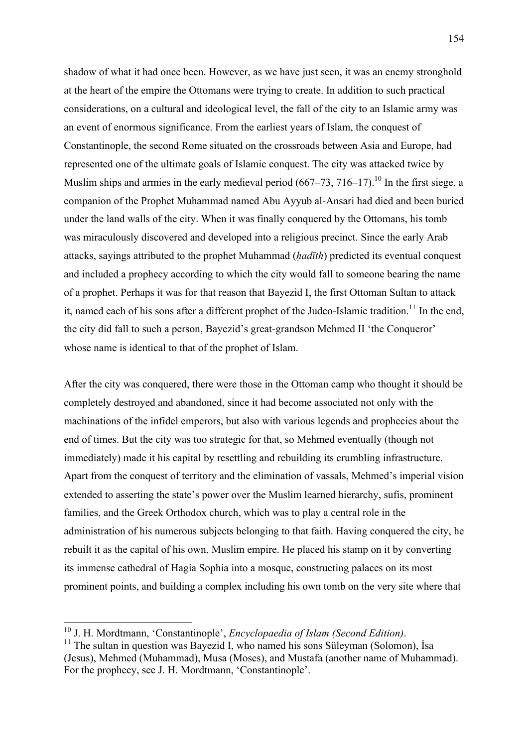shadow of what it had once been. However, as we have just seen, it was an enemy stronghold at the heart of the empire the Ottomans were trying to create. In addition to such practical considerations, on a cultural and ideological level, the fall of the city to an Islamic army was an event of enormous significance. From the earliest years of Islam, the conquest of Constantinople, the second Rome situated on the crossroads between Asia and Europe, had represented one of the ultimate goals of Islamic conquest. The city was attacked twice by Muslim ships and armies in the early medieval period (667–73, 716–17).[10] In the first siege, a companion of the Prophet Muhammad named Abu Ayyub al-Ansari had died and been buried under the land walls of the city. When it was finally conquered by the Ottomans, his tomb was miraculously discovered and developed into a religious precinct. Since the early Arab attacks, sayings attributed to the prophet Muhammad (*ḥadīth*) predicted its eventual conquest and included a prophecy according to which the city would fall to someone bearing the name of a prophet. Perhaps it was for that reason that Bayezid I, the first Ottoman Sultan to attack it, named each of his sons after a different prophet of the Judeo-Islamic tradition.[11] In the end, the city did fall to such a person, Bayezid's great-grandson Mehmed II 'the Conqueror' whose name is identical to that of the prophet of Islam.

After the city was conquered, there were those in the Ottoman camp who thought it should be completely destroyed and abandoned, since it had become associated not only with the machinations of the infidel emperors, but also with various legends and prophecies about the end of times. But the city was too strategic for that, so Mehmed eventually (though not immediately) made it his capital by resettling and rebuilding its crumbling infrastructure. Apart from the conquest of territory and the elimination of vassals, Mehmed's imperial vision extended to asserting the state's power over the Muslim learned hierarchy, sufis, prominent families, and the Greek Orthodox church, which was to play a central role in the administration of his numerous subjects belonging to that faith. Having conquered the city, he rebuilt it as the capital of his own, Muslim empire. He placed his stamp on it by converting its immense cathedral of Hagia Sophia into a mosque, constructing palaces on its most prominent points, and building a complex including his own tomb on the very site where that

---

[10] J. H. Mordtmann, 'Constantinople', *Encyclopaedia of Islam (Second Edition)*.

[11] The sultan in question was Bayezid I, who named his sons Süleyman (Solomon), İsa (Jesus), Mehmed (Muhammad), Musa (Moses), and Mustafa (another name of Muhammad). For the prophecy, see J. H. Mordtmann, 'Constantinople'.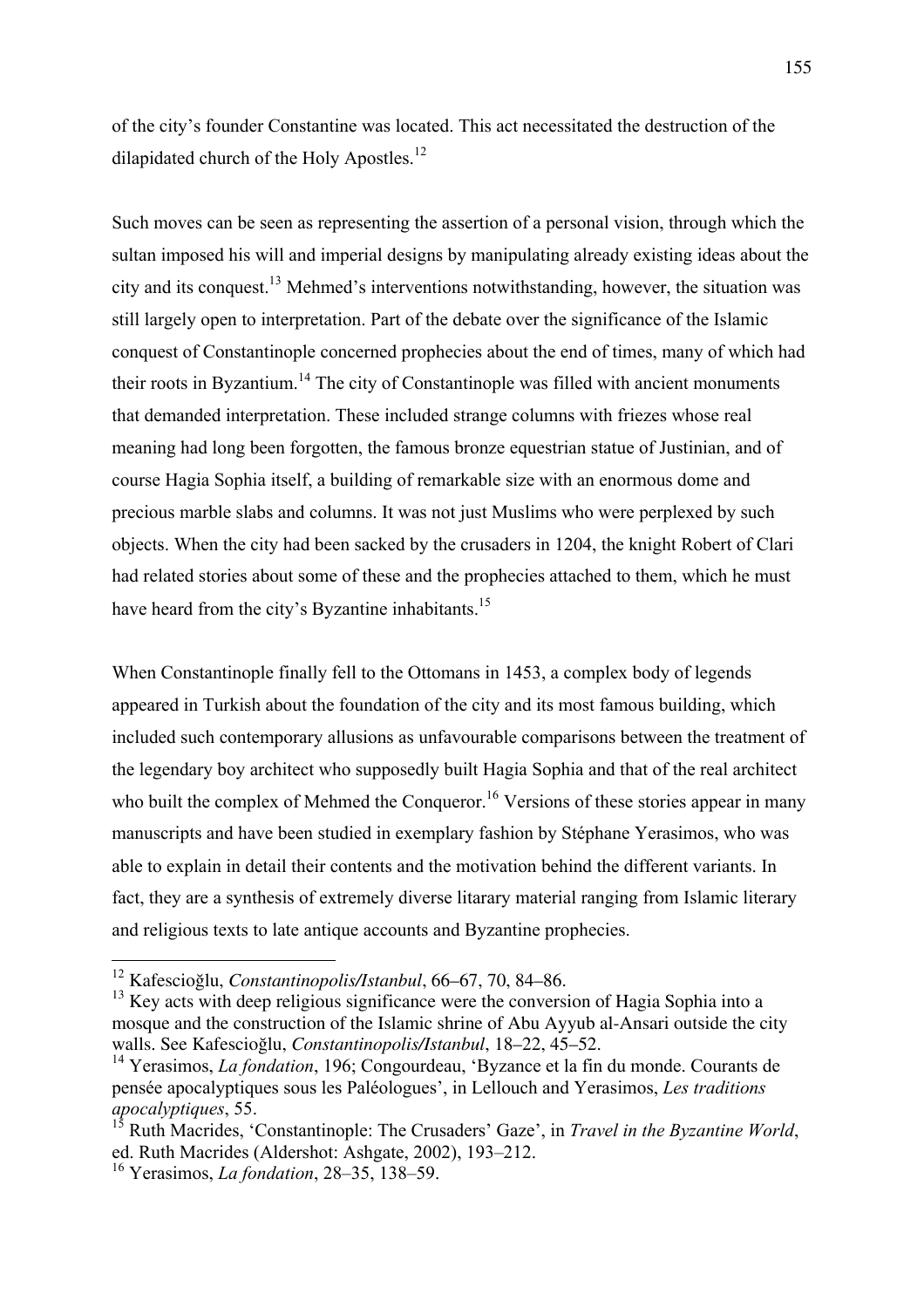of the city's founder Constantine was located. This act necessitated the destruction of the dilapidated church of the Holy Apostles.[12]

Such moves can be seen as representing the assertion of a personal vision, through which the sultan imposed his will and imperial designs by manipulating already existing ideas about the city and its conquest.[13] Mehmed's interventions notwithstanding, however, the situation was still largely open to interpretation. Part of the debate over the significance of the Islamic conquest of Constantinople concerned prophecies about the end of times, many of which had their roots in Byzantium.[14] The city of Constantinople was filled with ancient monuments that demanded interpretation. These included strange columns with friezes whose real meaning had long been forgotten, the famous bronze equestrian statue of Justinian, and of course Hagia Sophia itself, a building of remarkable size with an enormous dome and precious marble slabs and columns. It was not just Muslims who were perplexed by such objects. When the city had been sacked by the crusaders in 1204, the knight Robert of Clari had related stories about some of these and the prophecies attached to them, which he must have heard from the city's Byzantine inhabitants.[15]

When Constantinople finally fell to the Ottomans in 1453, a complex body of legends appeared in Turkish about the foundation of the city and its most famous building, which included such contemporary allusions as unfavourable comparisons between the treatment of the legendary boy architect who supposedly built Hagia Sophia and that of the real architect who built the complex of Mehmed the Conqueror.[16] Versions of these stories appear in many manuscripts and have been studied in exemplary fashion by Stéphane Yerasimos, who was able to explain in detail their contents and the motivation behind the different variants. In fact, they are a synthesis of extremely diverse litarary material ranging from Islamic literary and religious texts to late antique accounts and Byzantine prophecies.

---

[12] Kafescioğlu, *Constantinopolis/Istanbul*, 66–67, 70, 84–86.

[13] Key acts with deep religious significance were the conversion of Hagia Sophia into a mosque and the construction of the Islamic shrine of Abu Ayyub al-Ansari outside the city walls. See Kafescioğlu, *Constantinopolis/Istanbul*, 18–22, 45–52.

[14] Yerasimos, *La fondation*, 196; Congourdeau, 'Byzance et la fin du monde. Courants de pensée apocalyptiques sous les Paléologues', in Lellouch and Yerasimos, *Les traditions apocalyptiques*, 55.

[15] Ruth Macrides, 'Constantinople: The Crusaders' Gaze', in *Travel in the Byzantine World*, ed. Ruth Macrides (Aldershot: Ashgate, 2002), 193–212.

[16] Yerasimos, *La fondation*, 28–35, 138–59.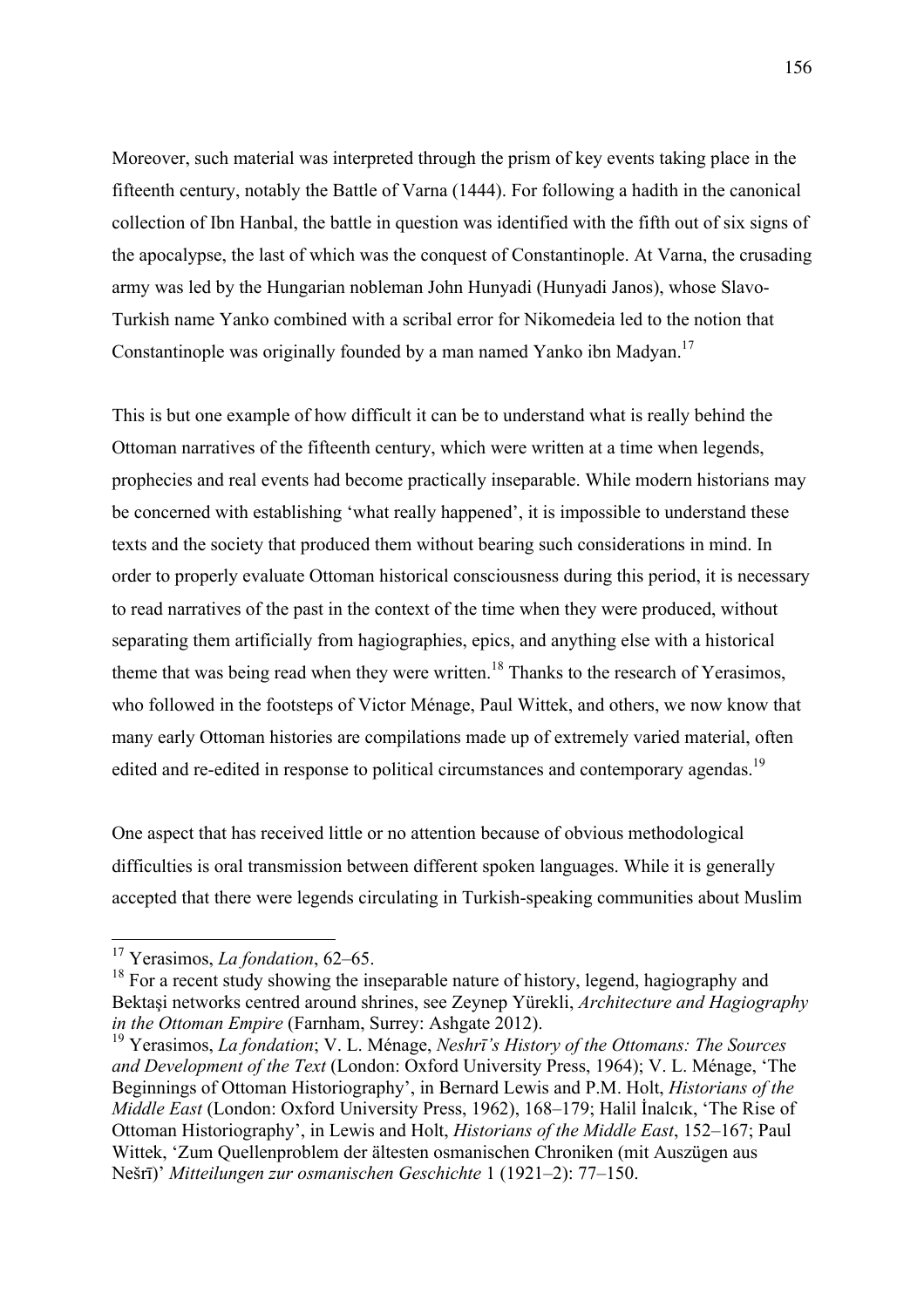Moreover, such material was interpreted through the prism of key events taking place in the fifteenth century, notably the Battle of Varna (1444). For following a hadith in the canonical collection of Ibn Hanbal, the battle in question was identified with the fifth out of six signs of the apocalypse, the last of which was the conquest of Constantinople. At Varna, the crusading army was led by the Hungarian nobleman John Hunyadi (Hunyadi Janos), whose Slavo-Turkish name Yanko combined with a scribal error for Nikomedeia led to the notion that Constantinople was originally founded by a man named Yanko ibn Madyan.[17]

This is but one example of how difficult it can be to understand what is really behind the Ottoman narratives of the fifteenth century, which were written at a time when legends, prophecies and real events had become practically inseparable. While modern historians may be concerned with establishing 'what really happened', it is impossible to understand these texts and the society that produced them without bearing such considerations in mind. In order to properly evaluate Ottoman historical consciousness during this period, it is necessary to read narratives of the past in the context of the time when they were produced, without separating them artificially from hagiographies, epics, and anything else with a historical theme that was being read when they were written.[18] Thanks to the research of Yerasimos, who followed in the footsteps of Victor Ménage, Paul Wittek, and others, we now know that many early Ottoman histories are compilations made up of extremely varied material, often edited and re-edited in response to political circumstances and contemporary agendas.[19]

One aspect that has received little or no attention because of obvious methodological difficulties is oral transmission between different spoken languages. While it is generally accepted that there were legends circulating in Turkish-speaking communities about Muslim

---

[17] Yerasimos, *La fondation*, 62–65.

[18] For a recent study showing the inseparable nature of history, legend, hagiography and Bektaşi networks centred around shrines, see Zeynep Yürekli, *Architecture and Hagiography in the Ottoman Empire* (Farnham, Surrey: Ashgate 2012).

[19] Yerasimos, *La fondation*; V. L. Ménage, *Neshrī's History of the Ottomans: The Sources and Development of the Text* (London: Oxford University Press, 1964); V. L. Ménage, 'The Beginnings of Ottoman Historiography', in Bernard Lewis and P.M. Holt, *Historians of the Middle East* (London: Oxford University Press, 1962), 168–179; Halil İnalcık, 'The Rise of Ottoman Historiography', in Lewis and Holt, *Historians of the Middle East*, 152–167; Paul Wittek, 'Zum Quellenproblem der ältesten osmanischen Chroniken (mit Auszügen aus Nešrī)' *Mitteilungen zur osmanischen Geschichte* 1 (1921–2): 77–150.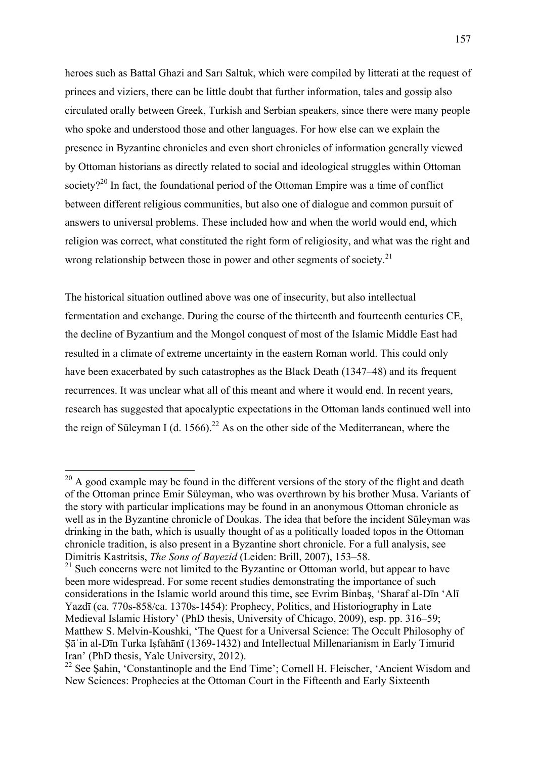heroes such as Battal Ghazi and Sarı Saltuk, which were compiled by litterati at the request of princes and viziers, there can be little doubt that further information, tales and gossip also circulated orally between Greek, Turkish and Serbian speakers, since there were many people who spoke and understood those and other languages. For how else can we explain the presence in Byzantine chronicles and even short chronicles of information generally viewed by Ottoman historians as directly related to social and ideological struggles within Ottoman society?[20] In fact, the foundational period of the Ottoman Empire was a time of conflict between different religious communities, but also one of dialogue and common pursuit of answers to universal problems. These included how and when the world would end, which religion was correct, what constituted the right form of religiosity, and what was the right and wrong relationship between those in power and other segments of society.[21]

The historical situation outlined above was one of insecurity, but also intellectual fermentation and exchange. During the course of the thirteenth and fourteenth centuries CE, the decline of Byzantium and the Mongol conquest of most of the Islamic Middle East had resulted in a climate of extreme uncertainty in the eastern Roman world. This could only have been exacerbated by such catastrophes as the Black Death (1347–48) and its frequent recurrences. It was unclear what all of this meant and where it would end. In recent years, research has suggested that apocalyptic expectations in the Ottoman lands continued well into the reign of Süleyman I (d. 1566).[22] As on the other side of the Mediterranean, where the

---

[20] A good example may be found in the different versions of the story of the flight and death of the Ottoman prince Emir Süleyman, who was overthrown by his brother Musa. Variants of the story with particular implications may be found in an anonymous Ottoman chronicle as well as in the Byzantine chronicle of Doukas. The idea that before the incident Süleyman was drinking in the bath, which is usually thought of as a politically loaded topos in the Ottoman chronicle tradition, is also present in a Byzantine short chronicle. For a full analysis, see Dimitris Kastritsis, *The Sons of Bayezid* (Leiden: Brill, 2007), 153–58.

[21] Such concerns were not limited to the Byzantine or Ottoman world, but appear to have been more widespread. For some recent studies demonstrating the importance of such considerations in the Islamic world around this time, see Evrim Binbaş, 'Sharaf al-Dīn 'Alī Yazdī (ca. 770s-858/ca. 1370s-1454): Prophecy, Politics, and Historiography in Late Medieval Islamic History' (PhD thesis, University of Chicago, 2009), esp. pp. 316–59; Matthew S. Melvin-Koushki, 'The Quest for a Universal Science: The Occult Philosophy of Ṣāʾin al-Dīn Turka Iṣfahānī (1369-1432) and Intellectual Millenarianism in Early Timurid Iran' (PhD thesis, Yale University, 2012).

[22] See Şahin, 'Constantinople and the End Time'; Cornell H. Fleischer, 'Ancient Wisdom and New Sciences: Prophecies at the Ottoman Court in the Fifteenth and Early Sixteenth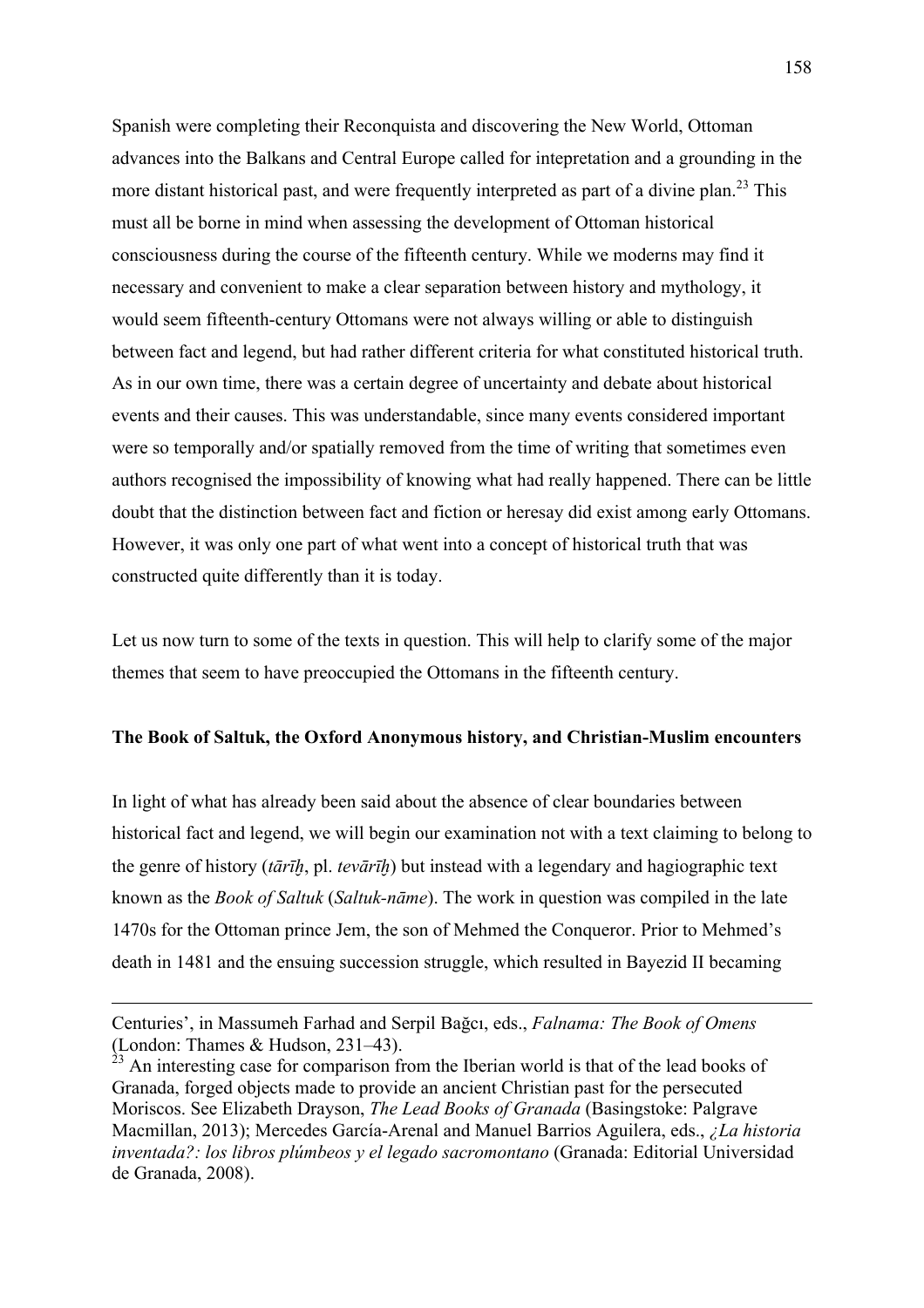Spanish were completing their Reconquista and discovering the New World, Ottoman advances into the Balkans and Central Europe called for intepretation and a grounding in the more distant historical past, and were frequently interpreted as part of a divine plan.[23] This must all be borne in mind when assessing the development of Ottoman historical consciousness during the course of the fifteenth century. While we moderns may find it necessary and convenient to make a clear separation between history and mythology, it would seem fifteenth-century Ottomans were not always willing or able to distinguish between fact and legend, but had rather different criteria for what constituted historical truth. As in our own time, there was a certain degree of uncertainty and debate about historical events and their causes. This was understandable, since many events considered important were so temporally and/or spatially removed from the time of writing that sometimes even authors recognised the impossibility of knowing what had really happened. There can be little doubt that the distinction between fact and fiction or heresay did exist among early Ottomans. However, it was only one part of what went into a concept of historical truth that was constructed quite differently than it is today.

Let us now turn to some of the texts in question. This will help to clarify some of the major themes that seem to have preoccupied the Ottomans in the fifteenth century.

**The Book of Saltuk, the Oxford Anonymous history, and Christian-Muslim encounters**

In light of what has already been said about the absence of clear boundaries between historical fact and legend, we will begin our examination not with a text claiming to belong to the genre of history (*tārīḫ*, pl. *tevārīḫ*) but instead with a legendary and hagiographic text known as the *Book of Saltuk* (*Saltuk-nāme*). The work in question was compiled in the late 1470s for the Ottoman prince Jem, the son of Mehmed the Conqueror. Prior to Mehmed's death in 1481 and the ensuing succession struggle, which resulted in Bayezid II becaming

---

Centuries', in Massumeh Farhad and Serpil Bağcı, eds., *Falnama: The Book of Omens* (London: Thames & Hudson, 231–43).

[23] An interesting case for comparison from the Iberian world is that of the lead books of Granada, forged objects made to provide an ancient Christian past for the persecuted Moriscos. See Elizabeth Drayson, *The Lead Books of Granada* (Basingstoke: Palgrave Macmillan, 2013); Mercedes García-Arenal and Manuel Barrios Aguilera, eds., *¿La historia inventada?: los libros plúmbeos y el legado sacromontano* (Granada: Editorial Universidad de Granada, 2008).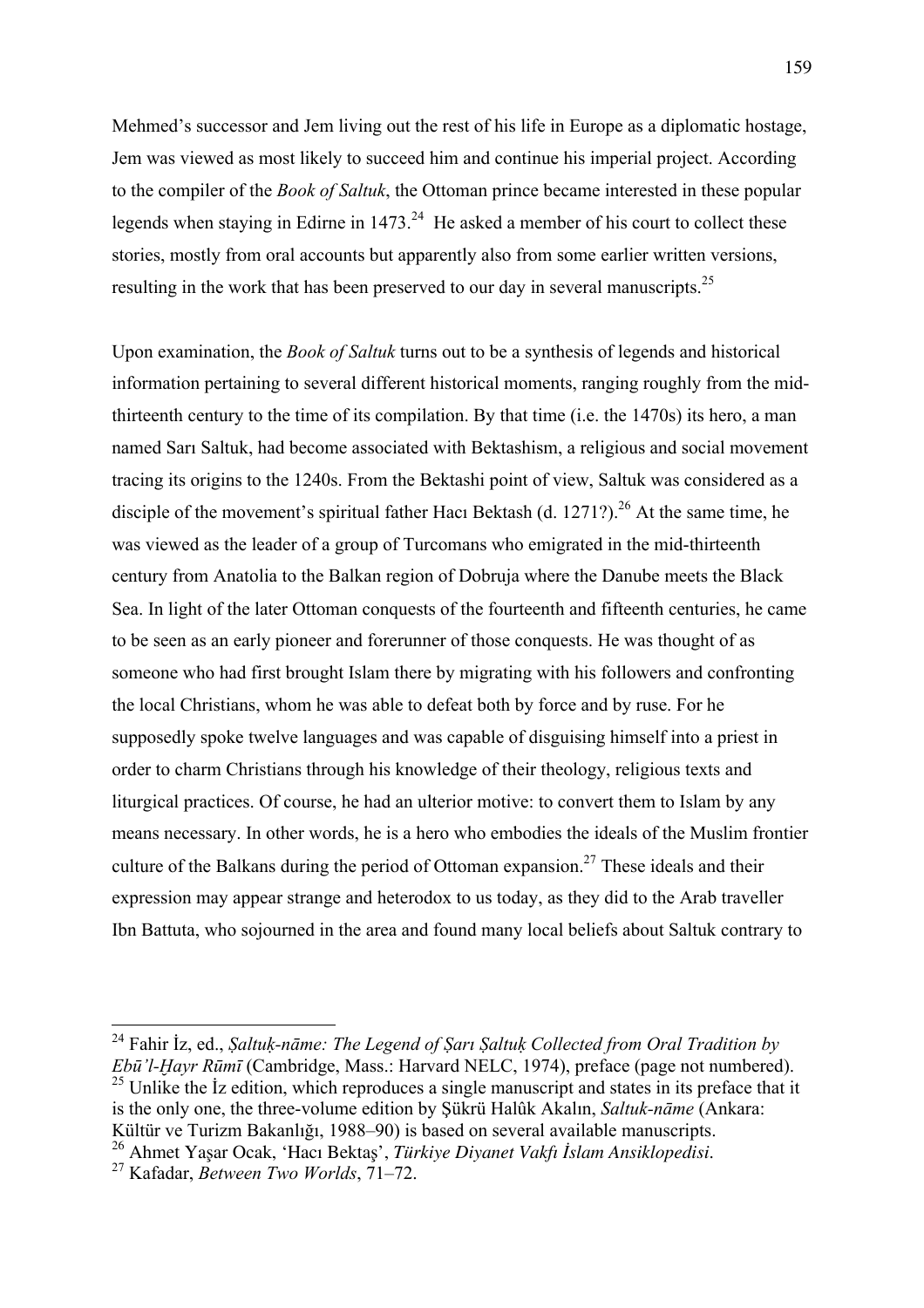Mehmed's successor and Jem living out the rest of his life in Europe as a diplomatic hostage, Jem was viewed as most likely to succeed him and continue his imperial project. According to the compiler of the *Book of Saltuk*, the Ottoman prince became interested in these popular legends when staying in Edirne in 1473.[24] He asked a member of his court to collect these stories, mostly from oral accounts but apparently also from some earlier written versions, resulting in the work that has been preserved to our day in several manuscripts.[25]

Upon examination, the *Book of Saltuk* turns out to be a synthesis of legends and historical information pertaining to several different historical moments, ranging roughly from the mid-thirteenth century to the time of its compilation. By that time (i.e. the 1470s) its hero, a man named Sarı Saltuk, had become associated with Bektashism, a religious and social movement tracing its origins to the 1240s. From the Bektashi point of view, Saltuk was considered as a disciple of the movement's spiritual father Hacı Bektash (d. 1271?).[26] At the same time, he was viewed as the leader of a group of Turcomans who emigrated in the mid-thirteenth century from Anatolia to the Balkan region of Dobruja where the Danube meets the Black Sea. In light of the later Ottoman conquests of the fourteenth and fifteenth centuries, he came to be seen as an early pioneer and forerunner of those conquests. He was thought of as someone who had first brought Islam there by migrating with his followers and confronting the local Christians, whom he was able to defeat both by force and by ruse. For he supposedly spoke twelve languages and was capable of disguising himself into a priest in order to charm Christians through his knowledge of their theology, religious texts and liturgical practices. Of course, he had an ulterior motive: to convert them to Islam by any means necessary. In other words, he is a hero who embodies the ideals of the Muslim frontier culture of the Balkans during the period of Ottoman expansion.[27] These ideals and their expression may appear strange and heterodox to us today, as they did to the Arab traveller Ibn Battuta, who sojourned in the area and found many local beliefs about Saltuk contrary to

---

[24] Fahir İz, ed., *Ṣaltuḳ-nāme: The Legend of Ṣarı Ṣaltuḳ Collected from Oral Tradition by Ebū'l-Ḫayr Rūmī* (Cambridge, Mass.: Harvard NELC, 1974), preface (page not numbered).

[25] Unlike the İz edition, which reproduces a single manuscript and states in its preface that it is the only one, the three-volume edition by Şükrü Halûk Akalın, *Saltuk-nāme* (Ankara: Kültür ve Turizm Bakanlığı, 1988–90) is based on several available manuscripts.

[26] Ahmet Yaşar Ocak, 'Hacı Bektaş', *Türkiye Diyanet Vakfı İslam Ansiklopedisi*.

[27] Kafadar, *Between Two Worlds*, 71–72.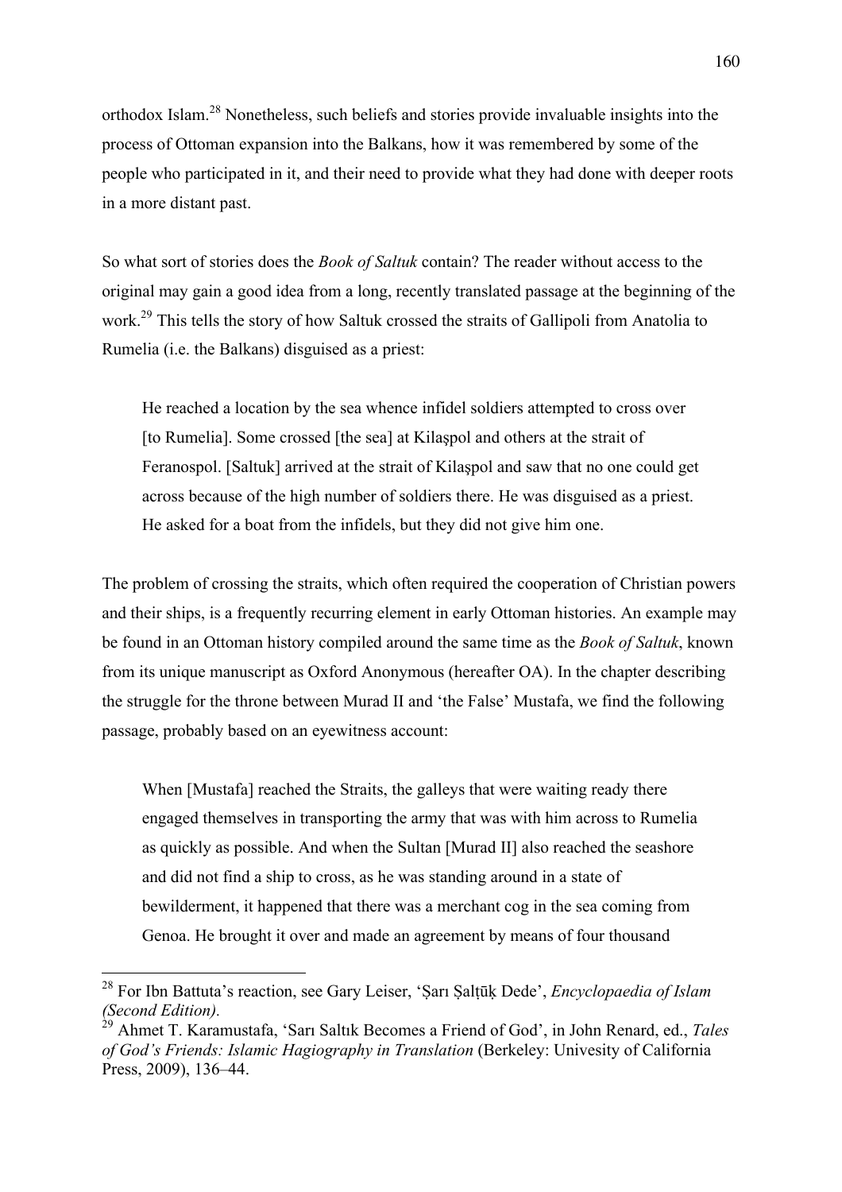orthodox Islam.[28] Nonetheless, such beliefs and stories provide invaluable insights into the process of Ottoman expansion into the Balkans, how it was remembered by some of the people who participated in it, and their need to provide what they had done with deeper roots in a more distant past.

So what sort of stories does the *Book of Saltuk* contain? The reader without access to the original may gain a good idea from a long, recently translated passage at the beginning of the work.[29] This tells the story of how Saltuk crossed the straits of Gallipoli from Anatolia to Rumelia (i.e. the Balkans) disguised as a priest:

> He reached a location by the sea whence infidel soldiers attempted to cross over [to Rumelia]. Some crossed [the sea] at Kilaşpol and others at the strait of Feranospol. [Saltuk] arrived at the strait of Kilaşpol and saw that no one could get across because of the high number of soldiers there. He was disguised as a priest. He asked for a boat from the infidels, but they did not give him one.

The problem of crossing the straits, which often required the cooperation of Christian powers and their ships, is a frequently recurring element in early Ottoman histories. An example may be found in an Ottoman history compiled around the same time as the *Book of Saltuk*, known from its unique manuscript as Oxford Anonymous (hereafter OA). In the chapter describing the struggle for the throne between Murad II and 'the False' Mustafa, we find the following passage, probably based on an eyewitness account:

> When [Mustafa] reached the Straits, the galleys that were waiting ready there engaged themselves in transporting the army that was with him across to Rumelia as quickly as possible. And when the Sultan [Murad II] also reached the seashore and did not find a ship to cross, as he was standing around in a state of bewilderment, it happened that there was a merchant cog in the sea coming from Genoa. He brought it over and made an agreement by means of four thousand

---

[28] For Ibn Battuta's reaction, see Gary Leiser, 'Ṣarı Ṣalṭūḳ Dede', *Encyclopaedia of Islam (Second Edition).*

[29] Ahmet T. Karamustafa, 'Sarı Saltık Becomes a Friend of God', in John Renard, ed., *Tales of God's Friends: Islamic Hagiography in Translation* (Berkeley: Univesity of California Press, 2009), 136–44.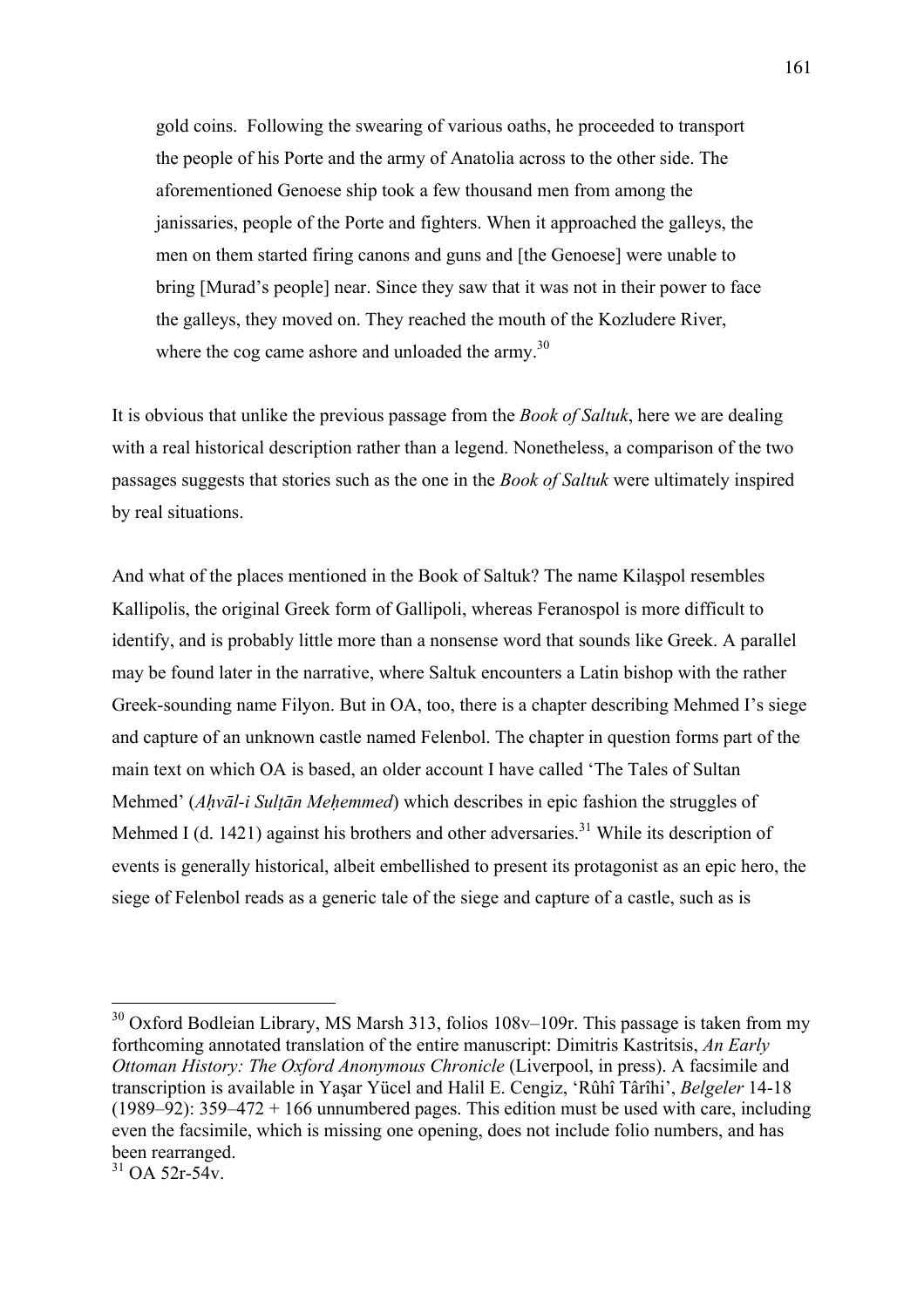> gold coins. Following the swearing of various oaths, he proceeded to transport the people of his Porte and the army of Anatolia across to the other side. The aforementioned Genoese ship took a few thousand men from among the janissaries, people of the Porte and fighters. When it approached the galleys, the men on them started firing canons and guns and [the Genoese] were unable to bring [Murad's people] near. Since they saw that it was not in their power to face the galleys, they moved on. They reached the mouth of the Kozludere River, where the cog came ashore and unloaded the army.[30]

It is obvious that unlike the previous passage from the *Book of Saltuk*, here we are dealing with a real historical description rather than a legend. Nonetheless, a comparison of the two passages suggests that stories such as the one in the *Book of Saltuk* were ultimately inspired by real situations.

And what of the places mentioned in the Book of Saltuk? The name Kilaşpol resembles Kallipolis, the original Greek form of Gallipoli, whereas Feranospol is more difficult to identify, and is probably little more than a nonsense word that sounds like Greek. A parallel may be found later in the narrative, where Saltuk encounters a Latin bishop with the rather Greek-sounding name Filyon. But in OA, too, there is a chapter describing Mehmed I's siege and capture of an unknown castle named Felenbol. The chapter in question forms part of the main text on which OA is based, an older account I have called 'The Tales of Sultan Mehmed' (*Aḥvāl-i Sulṭān Meḥemmed*) which describes in epic fashion the struggles of Mehmed I (d. 1421) against his brothers and other adversaries.[31] While its description of events is generally historical, albeit embellished to present its protagonist as an epic hero, the siege of Felenbol reads as a generic tale of the siege and capture of a castle, such as is

---

[30] Oxford Bodleian Library, MS Marsh 313, folios 108v–109r. This passage is taken from my forthcoming annotated translation of the entire manuscript: Dimitris Kastritsis, *An Early Ottoman History: The Oxford Anonymous Chronicle* (Liverpool, in press). A facsimile and transcription is available in Yaşar Yücel and Halil E. Cengiz, 'Rûhî Târîhi', *Belgeler* 14-18 (1989–92): 359–472 + 166 unnumbered pages. This edition must be used with care, including even the facsimile, which is missing one opening, does not include folio numbers, and has been rearranged.

[31] OA 52r-54v.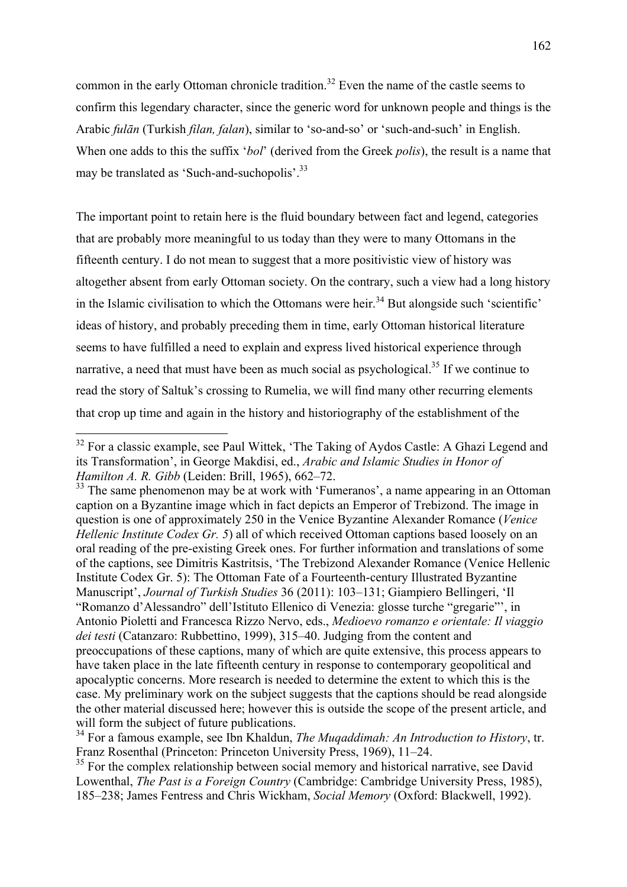common in the early Ottoman chronicle tradition.[32] Even the name of the castle seems to confirm this legendary character, since the generic word for unknown people and things is the Arabic *fulān* (Turkish *filan, falan*), similar to 'so-and-so' or 'such-and-such' in English. When one adds to this the suffix '*bol*' (derived from the Greek *polis*), the result is a name that may be translated as 'Such-and-suchopolis'.[33]

The important point to retain here is the fluid boundary between fact and legend, categories that are probably more meaningful to us today than they were to many Ottomans in the fifteenth century. I do not mean to suggest that a more positivistic view of history was altogether absent from early Ottoman society. On the contrary, such a view had a long history in the Islamic civilisation to which the Ottomans were heir.[34] But alongside such 'scientific' ideas of history, and probably preceding them in time, early Ottoman historical literature seems to have fulfilled a need to explain and express lived historical experience through narrative, a need that must have been as much social as psychological.[35] If we continue to read the story of Saltuk's crossing to Rumelia, we will find many other recurring elements that crop up time and again in the history and historiography of the establishment of the

---

[32] For a classic example, see Paul Wittek, 'The Taking of Aydos Castle: A Ghazi Legend and its Transformation', in George Makdisi, ed., *Arabic and Islamic Studies in Honor of Hamilton A. R. Gibb* (Leiden: Brill, 1965), 662–72.

[33] The same phenomenon may be at work with 'Fumeranos', a name appearing in an Ottoman caption on a Byzantine image which in fact depicts an Emperor of Trebizond. The image in question is one of approximately 250 in the Venice Byzantine Alexander Romance (*Venice Hellenic Institute Codex Gr. 5*) all of which received Ottoman captions based loosely on an oral reading of the pre-existing Greek ones. For further information and translations of some of the captions, see Dimitris Kastritsis, 'The Trebizond Alexander Romance (Venice Hellenic Institute Codex Gr. 5): The Ottoman Fate of a Fourteenth-century Illustrated Byzantine Manuscript', *Journal of Turkish Studies* 36 (2011): 103–131; Giampiero Bellingeri, 'Il "Romanzo d'Alessandro" dell'Istituto Ellenico di Venezia: glosse turche "gregarie"', in Antonio Pioletti and Francesca Rizzo Nervo, eds., *Medioevo romanzo e orientale: Il viaggio dei testi* (Catanzaro: Rubbettino, 1999), 315–40. Judging from the content and preoccupations of these captions, many of which are quite extensive, this process appears to have taken place in the late fifteenth century in response to contemporary geopolitical and apocalyptic concerns. More research is needed to determine the extent to which this is the case. My preliminary work on the subject suggests that the captions should be read alongside the other material discussed here; however this is outside the scope of the present article, and will form the subject of future publications.

[34] For a famous example, see Ibn Khaldun, *The Muqaddimah: An Introduction to History*, tr. Franz Rosenthal (Princeton: Princeton University Press, 1969), 11–24.

[35] For the complex relationship between social memory and historical narrative, see David Lowenthal, *The Past is a Foreign Country* (Cambridge: Cambridge University Press, 1985), 185–238; James Fentress and Chris Wickham, *Social Memory* (Oxford: Blackwell, 1992).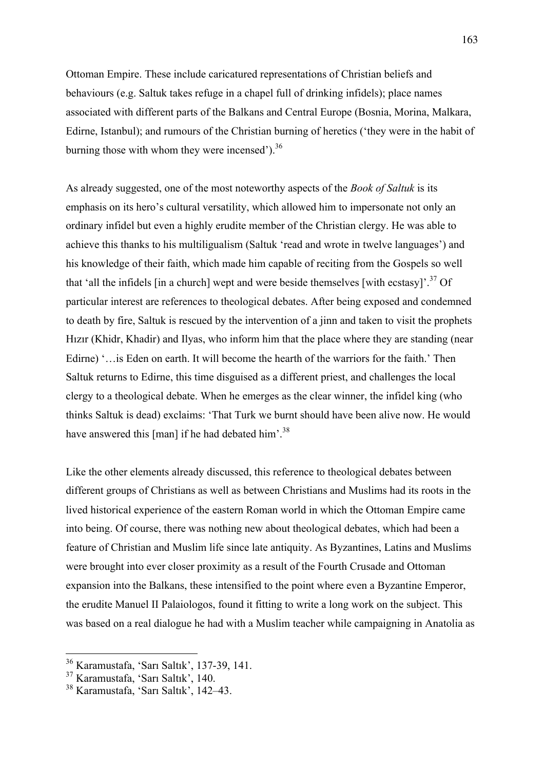Ottoman Empire. These include caricatured representations of Christian beliefs and behaviours (e.g. Saltuk takes refuge in a chapel full of drinking infidels); place names associated with different parts of the Balkans and Central Europe (Bosnia, Morina, Malkara, Edirne, Istanbul); and rumours of the Christian burning of heretics ('they were in the habit of burning those with whom they were incensed').[36]

As already suggested, one of the most noteworthy aspects of the *Book of Saltuk* is its emphasis on its hero's cultural versatility, which allowed him to impersonate not only an ordinary infidel but even a highly erudite member of the Christian clergy. He was able to achieve this thanks to his multiligualism (Saltuk 'read and wrote in twelve languages') and his knowledge of their faith, which made him capable of reciting from the Gospels so well that 'all the infidels [in a church] wept and were beside themselves [with ecstasy]'.[37] Of particular interest are references to theological debates. After being exposed and condemned to death by fire, Saltuk is rescued by the intervention of a jinn and taken to visit the prophets Hızır (Khidr, Khadir) and Ilyas, who inform him that the place where they are standing (near Edirne) '…is Eden on earth. It will become the hearth of the warriors for the faith.' Then Saltuk returns to Edirne, this time disguised as a different priest, and challenges the local clergy to a theological debate. When he emerges as the clear winner, the infidel king (who thinks Saltuk is dead) exclaims: 'That Turk we burnt should have been alive now. He would have answered this [man] if he had debated him'.[38]

Like the other elements already discussed, this reference to theological debates between different groups of Christians as well as between Christians and Muslims had its roots in the lived historical experience of the eastern Roman world in which the Ottoman Empire came into being. Of course, there was nothing new about theological debates, which had been a feature of Christian and Muslim life since late antiquity. As Byzantines, Latins and Muslims were brought into ever closer proximity as a result of the Fourth Crusade and Ottoman expansion into the Balkans, these intensified to the point where even a Byzantine Emperor, the erudite Manuel II Palaiologos, found it fitting to write a long work on the subject. This was based on a real dialogue he had with a Muslim teacher while campaigning in Anatolia as

---

[36] Karamustafa, 'Sarı Saltık', 137-39, 141.

[37] Karamustafa, 'Sarı Saltık', 140.

[38] Karamustafa, 'Sarı Saltık', 142–43.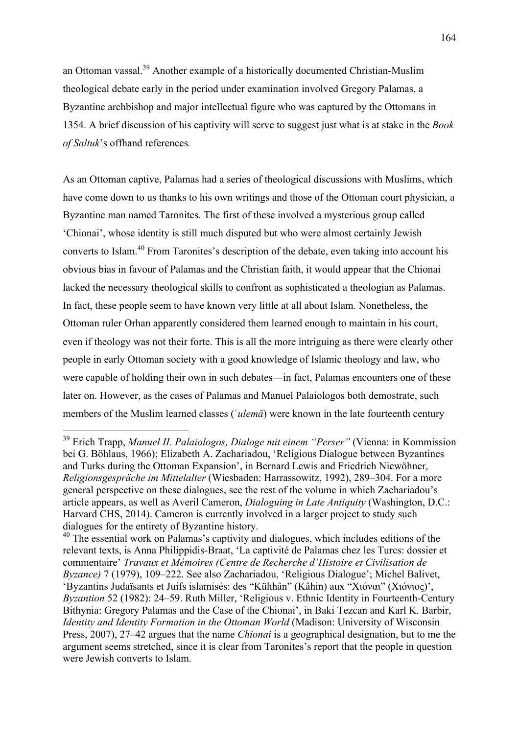an Ottoman vassal.[39] Another example of a historically documented Christian-Muslim theological debate early in the period under examination involved Gregory Palamas, a Byzantine archbishop and major intellectual figure who was captured by the Ottomans in 1354. A brief discussion of his captivity will serve to suggest just what is at stake in the *Book of Saltuk*'s offhand references*.*

As an Ottoman captive, Palamas had a series of theological discussions with Muslims, which have come down to us thanks to his own writings and those of the Ottoman court physician, a Byzantine man named Taronites. The first of these involved a mysterious group called 'Chionai', whose identity is still much disputed but who were almost certainly Jewish converts to Islam.[40] From Taronites's description of the debate, even taking into account his obvious bias in favour of Palamas and the Christian faith, it would appear that the Chionai lacked the necessary theological skills to confront as sophisticated a theologian as Palamas. In fact, these people seem to have known very little at all about Islam. Nonetheless, the Ottoman ruler Orhan apparently considered them learned enough to maintain in his court, even if theology was not their forte. This is all the more intriguing as there were clearly other people in early Ottoman society with a good knowledge of Islamic theology and law, who were capable of holding their own in such debates—in fact, Palamas encounters one of these later on. However, as the cases of Palamas and Manuel Palaiologos both demostrate, such members of the Muslim learned classes (*ʿulemā*) were known in the late fourteenth century

---

[39] Erich Trapp, *Manuel II. Palaiologos, Dialoge mit einem "Perser"* (Vienna: in Kommission bei G. Böhlaus, 1966); Elizabeth A. Zachariadou, 'Religious Dialogue between Byzantines and Turks during the Ottoman Expansion', in Bernard Lewis and Friedrich Niewöhner, *Religionsgespräche im Mittelalter* (Wiesbaden: Harrassowitz, 1992), 289–304. For a more general perspective on these dialogues, see the rest of the volume in which Zachariadou's article appears, as well as Averil Cameron, *Dialoguing in Late Antiquity* (Washington, D.C.: Harvard CHS, 2014). Cameron is currently involved in a larger project to study such dialogues for the entirety of Byzantine history.

[40] The essential work on Palamas's captivity and dialogues, which includes editions of the relevant texts, is Anna Philippidis-Braat, 'La captivité de Palamas chez les Turcs: dossier et commentaire' *Travaux et Mémoires (Centre de Recherche d'Histoire et Civilisation de Byzance)* 7 (1979), 109–222. See also Zachariadou, 'Religious Dialogue'; Michel Balivet, 'Byzantins Judaïsants et Juifs islamisés: des "Kühhân" (Kâhin) aux "Χιόναι" (Χιόνιος)', *Byzantion* 52 (1982): 24–59. Ruth Miller, 'Religious v. Ethnic Identity in Fourteenth-Century Bithynia: Gregory Palamas and the Case of the Chionai', in Baki Tezcan and Karl K. Barbir, *Identity and Identity Formation in the Ottoman World* (Madison: University of Wisconsin Press, 2007), 27–42 argues that the name *Chionai* is a geographical designation, but to me the argument seems stretched, since it is clear from Taronites's report that the people in question were Jewish converts to Islam.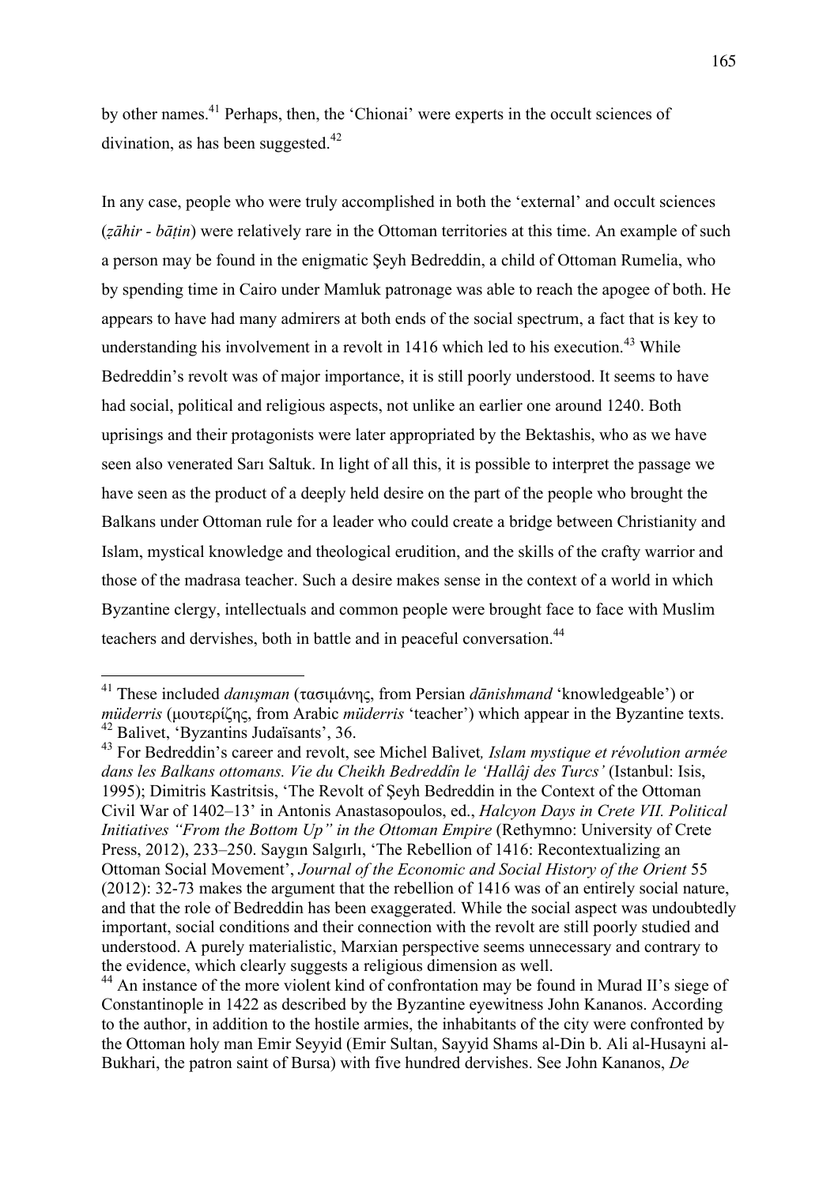by other names.[41] Perhaps, then, the 'Chionai' were experts in the occult sciences of divination, as has been suggested.[42]

In any case, people who were truly accomplished in both the 'external' and occult sciences (*ẓāhir - bāṭin*) were relatively rare in the Ottoman territories at this time. An example of such a person may be found in the enigmatic Şeyh Bedreddin, a child of Ottoman Rumelia, who by spending time in Cairo under Mamluk patronage was able to reach the apogee of both. He appears to have had many admirers at both ends of the social spectrum, a fact that is key to understanding his involvement in a revolt in 1416 which led to his execution.[43] While Bedreddin's revolt was of major importance, it is still poorly understood. It seems to have had social, political and religious aspects, not unlike an earlier one around 1240. Both uprisings and their protagonists were later appropriated by the Bektashis, who as we have seen also venerated Sarı Saltuk. In light of all this, it is possible to interpret the passage we have seen as the product of a deeply held desire on the part of the people who brought the Balkans under Ottoman rule for a leader who could create a bridge between Christianity and Islam, mystical knowledge and theological erudition, and the skills of the crafty warrior and those of the madrasa teacher. Such a desire makes sense in the context of a world in which Byzantine clergy, intellectuals and common people were brought face to face with Muslim teachers and dervishes, both in battle and in peaceful conversation.[44]

---

[41] These included *danışman* (τασιμάνης, from Persian *dānishmand* 'knowledgeable') or *müderris* (μουτερίζης, from Arabic *müderris* 'teacher') which appear in the Byzantine texts.

[42] Balivet, 'Byzantins Judaïsants', 36.

[43] For Bedreddin's career and revolt, see Michel Balivet*, Islam mystique et révolution armée dans les Balkans ottomans. Vie du Cheikh Bedreddîn le 'Hallâj des Turcs'* (Istanbul: Isis, 1995); Dimitris Kastritsis, 'The Revolt of Şeyh Bedreddin in the Context of the Ottoman Civil War of 1402–13' in Antonis Anastasopoulos, ed., *Halcyon Days in Crete VII. Political Initiatives "From the Bottom Up" in the Ottoman Empire* (Rethymno: University of Crete Press, 2012), 233–250. Saygın Salgırlı, 'The Rebellion of 1416: Recontextualizing an Ottoman Social Movement', *Journal of the Economic and Social History of the Orient* 55 (2012): 32-73 makes the argument that the rebellion of 1416 was of an entirely social nature, and that the role of Bedreddin has been exaggerated. While the social aspect was undoubtedly important, social conditions and their connection with the revolt are still poorly studied and understood. A purely materialistic, Marxian perspective seems unnecessary and contrary to the evidence, which clearly suggests a religious dimension as well.

[44] An instance of the more violent kind of confrontation may be found in Murad II's siege of Constantinople in 1422 as described by the Byzantine eyewitness John Kananos. According to the author, in addition to the hostile armies, the inhabitants of the city were confronted by the Ottoman holy man Emir Seyyid (Emir Sultan, Sayyid Shams al-Din b. Ali al-Husayni al-Bukhari, the patron saint of Bursa) with five hundred dervishes. See John Kananos, *De*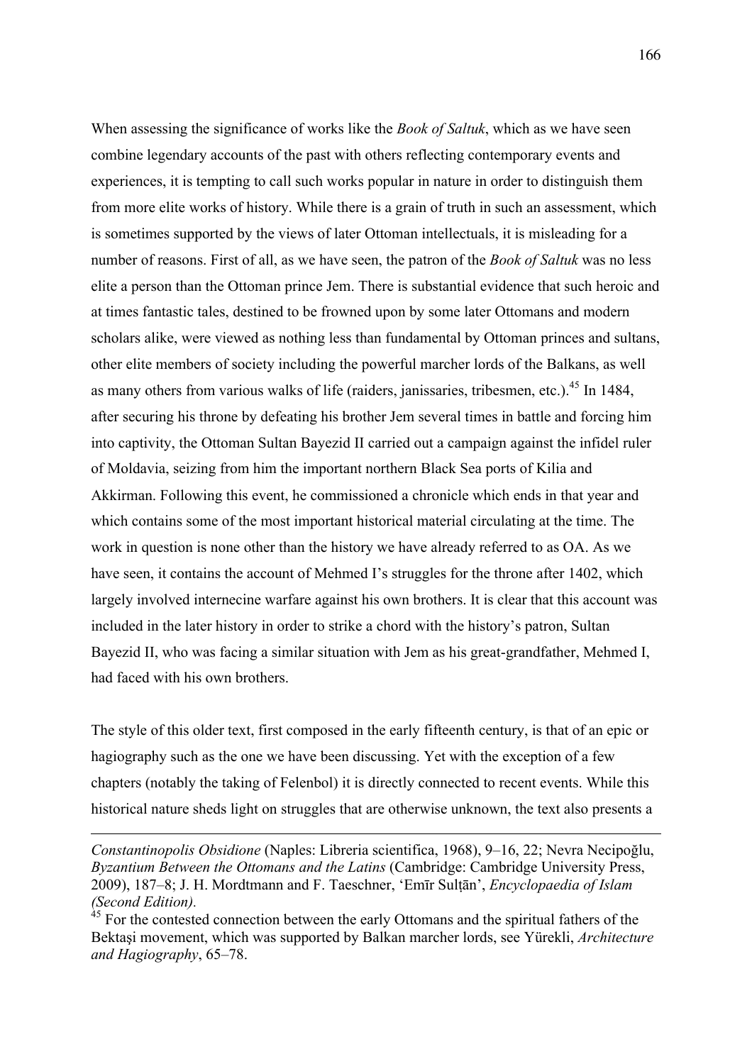When assessing the significance of works like the *Book of Saltuk*, which as we have seen combine legendary accounts of the past with others reflecting contemporary events and experiences, it is tempting to call such works popular in nature in order to distinguish them from more elite works of history. While there is a grain of truth in such an assessment, which is sometimes supported by the views of later Ottoman intellectuals, it is misleading for a number of reasons. First of all, as we have seen, the patron of the *Book of Saltuk* was no less elite a person than the Ottoman prince Jem. There is substantial evidence that such heroic and at times fantastic tales, destined to be frowned upon by some later Ottomans and modern scholars alike, were viewed as nothing less than fundamental by Ottoman princes and sultans, other elite members of society including the powerful marcher lords of the Balkans, as well as many others from various walks of life (raiders, janissaries, tribesmen, etc.).[45] In 1484, after securing his throne by defeating his brother Jem several times in battle and forcing him into captivity, the Ottoman Sultan Bayezid II carried out a campaign against the infidel ruler of Moldavia, seizing from him the important northern Black Sea ports of Kilia and Akkirman. Following this event, he commissioned a chronicle which ends in that year and which contains some of the most important historical material circulating at the time. The work in question is none other than the history we have already referred to as OA. As we have seen, it contains the account of Mehmed I's struggles for the throne after 1402, which largely involved internecine warfare against his own brothers. It is clear that this account was included in the later history in order to strike a chord with the history's patron, Sultan Bayezid II, who was facing a similar situation with Jem as his great-grandfather, Mehmed I, had faced with his own brothers.

The style of this older text, first composed in the early fifteenth century, is that of an epic or hagiography such as the one we have been discussing. Yet with the exception of a few chapters (notably the taking of Felenbol) it is directly connected to recent events. While this historical nature sheds light on struggles that are otherwise unknown, the text also presents a

---

*Constantinopolis Obsidione* (Naples: Libreria scientifica, 1968), 9–16, 22; Nevra Necipoğlu, *Byzantium Between the Ottomans and the Latins* (Cambridge: Cambridge University Press, 2009), 187–8; J. H. Mordtmann and F. Taeschner, 'Emīr Sulṭān', *Encyclopaedia of Islam (Second Edition).*

[45] For the contested connection between the early Ottomans and the spiritual fathers of the Bektaşi movement, which was supported by Balkan marcher lords, see Yürekli, *Architecture and Hagiography*, 65–78.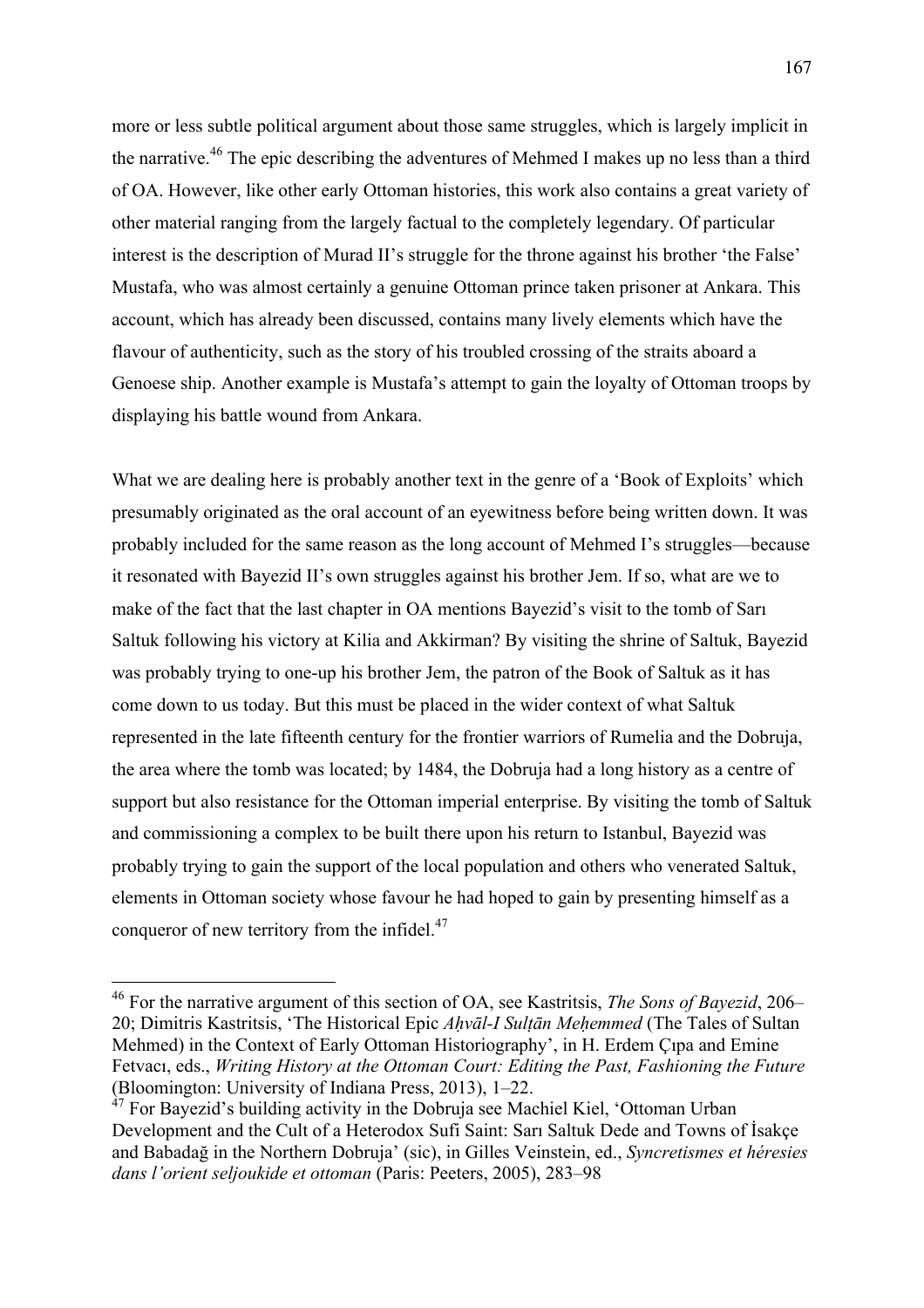more or less subtle political argument about those same struggles, which is largely implicit in the narrative.[46] The epic describing the adventures of Mehmed I makes up no less than a third of OA. However, like other early Ottoman histories, this work also contains a great variety of other material ranging from the largely factual to the completely legendary. Of particular interest is the description of Murad II's struggle for the throne against his brother 'the False' Mustafa, who was almost certainly a genuine Ottoman prince taken prisoner at Ankara. This account, which has already been discussed, contains many lively elements which have the flavour of authenticity, such as the story of his troubled crossing of the straits aboard a Genoese ship. Another example is Mustafa's attempt to gain the loyalty of Ottoman troops by displaying his battle wound from Ankara.

What we are dealing here is probably another text in the genre of a 'Book of Exploits' which presumably originated as the oral account of an eyewitness before being written down. It was probably included for the same reason as the long account of Mehmed I's struggles—because it resonated with Bayezid II's own struggles against his brother Jem. If so, what are we to make of the fact that the last chapter in OA mentions Bayezid's visit to the tomb of Sarı Saltuk following his victory at Kilia and Akkirman? By visiting the shrine of Saltuk, Bayezid was probably trying to one-up his brother Jem, the patron of the Book of Saltuk as it has come down to us today. But this must be placed in the wider context of what Saltuk represented in the late fifteenth century for the frontier warriors of Rumelia and the Dobruja, the area where the tomb was located; by 1484, the Dobruja had a long history as a centre of support but also resistance for the Ottoman imperial enterprise. By visiting the tomb of Saltuk and commissioning a complex to be built there upon his return to Istanbul, Bayezid was probably trying to gain the support of the local population and others who venerated Saltuk, elements in Ottoman society whose favour he had hoped to gain by presenting himself as a conqueror of new territory from the infidel.[47]

---

[46] For the narrative argument of this section of OA, see Kastritsis, *The Sons of Bayezid*, 206–20; Dimitris Kastritsis, 'The Historical Epic *Aḥvāl-I Sulṭān Meḥemmed* (The Tales of Sultan Mehmed) in the Context of Early Ottoman Historiography', in H. Erdem Çıpa and Emine Fetvacı, eds., *Writing History at the Ottoman Court: Editing the Past, Fashioning the Future* (Bloomington: University of Indiana Press, 2013), 1–22.

[47] For Bayezid's building activity in the Dobruja see Machiel Kiel, 'Ottoman Urban Development and the Cult of a Heterodox Sufi Saint: Sarı Saltuk Dede and Towns of İsakçe and Babadağ in the Northern Dobruja' (sic), in Gilles Veinstein, ed., *Syncretismes et hérésies dans l'orient seljoukide et ottoman* (Paris: Peeters, 2005), 283–98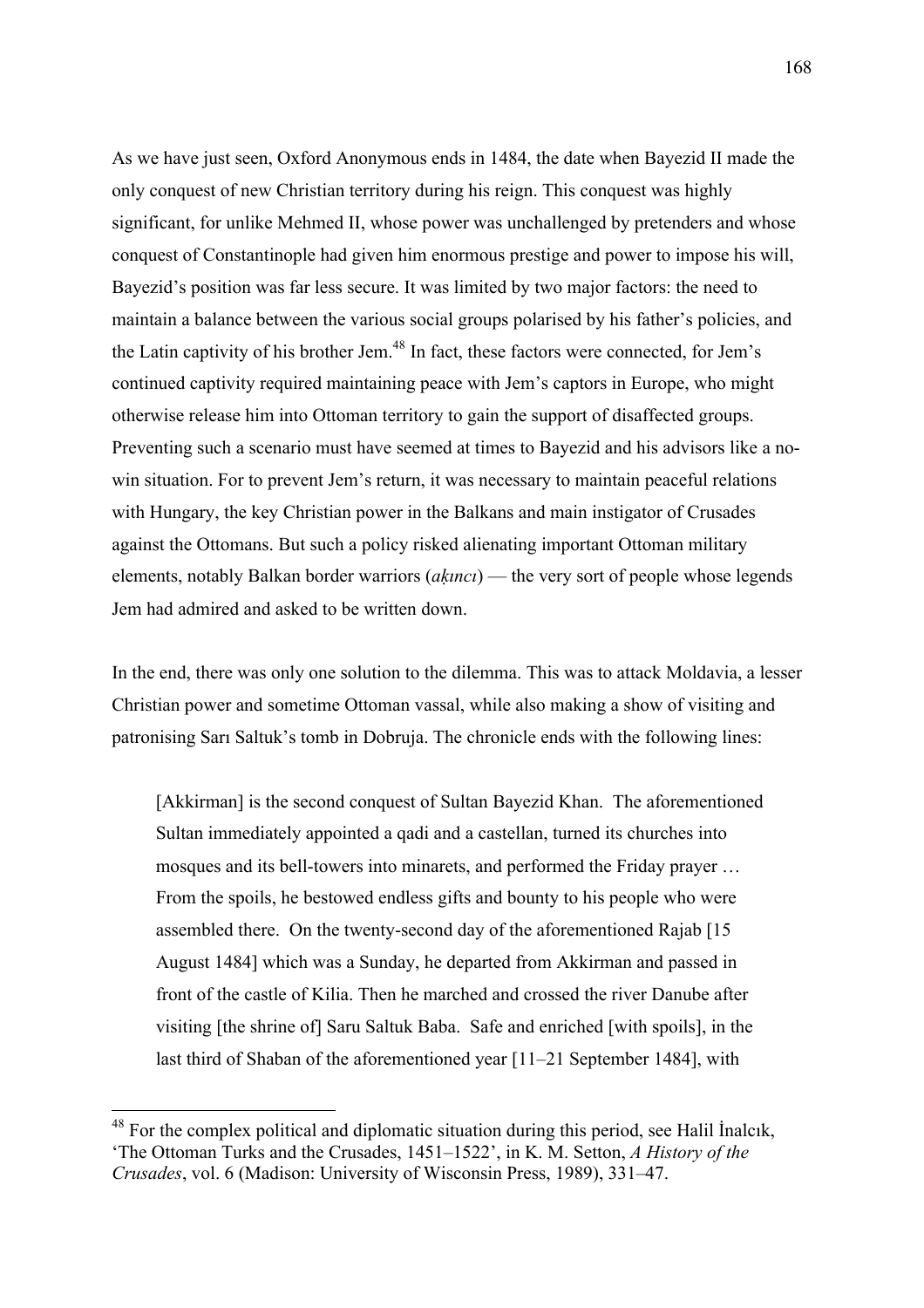As we have just seen, Oxford Anonymous ends in 1484, the date when Bayezid II made the only conquest of new Christian territory during his reign. This conquest was highly significant, for unlike Mehmed II, whose power was unchallenged by pretenders and whose conquest of Constantinople had given him enormous prestige and power to impose his will, Bayezid's position was far less secure. It was limited by two major factors: the need to maintain a balance between the various social groups polarised by his father's policies, and the Latin captivity of his brother Jem.[48] In fact, these factors were connected, for Jem's continued captivity required maintaining peace with Jem's captors in Europe, who might otherwise release him into Ottoman territory to gain the support of disaffected groups. Preventing such a scenario must have seemed at times to Bayezid and his advisors like a no-win situation. For to prevent Jem's return, it was necessary to maintain peaceful relations with Hungary, the key Christian power in the Balkans and main instigator of Crusades against the Ottomans. But such a policy risked alienating important Ottoman military elements, notably Balkan border warriors (*aḳıncı*) — the very sort of people whose legends Jem had admired and asked to be written down.

In the end, there was only one solution to the dilemma. This was to attack Moldavia, a lesser Christian power and sometime Ottoman vassal, while also making a show of visiting and patronising Sarı Saltuk's tomb in Dobruja. The chronicle ends with the following lines:

> [Akkirman] is the second conquest of Sultan Bayezid Khan. The aforementioned Sultan immediately appointed a qadi and a castellan, turned its churches into mosques and its bell-towers into minarets, and performed the Friday prayer … From the spoils, he bestowed endless gifts and bounty to his people who were assembled there. On the twenty-second day of the aforementioned Rajab [15 August 1484] which was a Sunday, he departed from Akkirman and passed in front of the castle of Kilia. Then he marched and crossed the river Danube after visiting [the shrine of] Saru Saltuk Baba. Safe and enriched [with spoils], in the last third of Shaban of the aforementioned year [11–21 September 1484], with

---

[48] For the complex political and diplomatic situation during this period, see Halil İnalcık, 'The Ottoman Turks and the Crusades, 1451–1522', in K. M. Setton, *A History of the Crusades*, vol. 6 (Madison: University of Wisconsin Press, 1989), 331–47.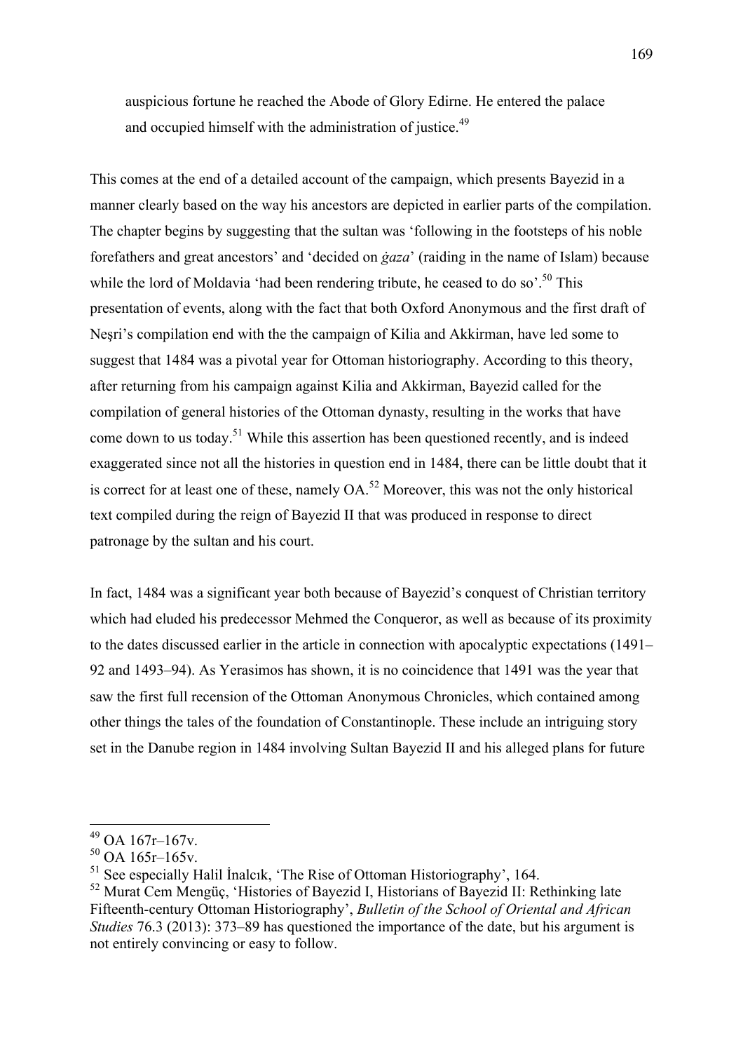> auspicious fortune he reached the Abode of Glory Edirne. He entered the palace and occupied himself with the administration of justice.[49]

This comes at the end of a detailed account of the campaign, which presents Bayezid in a manner clearly based on the way his ancestors are depicted in earlier parts of the compilation. The chapter begins by suggesting that the sultan was 'following in the footsteps of his noble forefathers and great ancestors' and 'decided on *ġaza*' (raiding in the name of Islam) because while the lord of Moldavia 'had been rendering tribute, he ceased to do so'.[50] This presentation of events, along with the fact that both Oxford Anonymous and the first draft of Neşri's compilation end with the the campaign of Kilia and Akkirman, have led some to suggest that 1484 was a pivotal year for Ottoman historiography. According to this theory, after returning from his campaign against Kilia and Akkirman, Bayezid called for the compilation of general histories of the Ottoman dynasty, resulting in the works that have come down to us today.[51] While this assertion has been questioned recently, and is indeed exaggerated since not all the histories in question end in 1484, there can be little doubt that it is correct for at least one of these, namely OA.[52] Moreover, this was not the only historical text compiled during the reign of Bayezid II that was produced in response to direct patronage by the sultan and his court.

In fact, 1484 was a significant year both because of Bayezid's conquest of Christian territory which had eluded his predecessor Mehmed the Conqueror, as well as because of its proximity to the dates discussed earlier in the article in connection with apocalyptic expectations (1491–92 and 1493–94). As Yerasimos has shown, it is no coincidence that 1491 was the year that saw the first full recension of the Ottoman Anonymous Chronicles, which contained among other things the tales of the foundation of Constantinople. These include an intriguing story set in the Danube region in 1484 involving Sultan Bayezid II and his alleged plans for future

---

[49] OA 167r–167v.

[50] OA 165r–165v.

[51] See especially Halil İnalcık, 'The Rise of Ottoman Historiography', 164.

[52] Murat Cem Mengüç, 'Histories of Bayezid I, Historians of Bayezid II: Rethinking late Fifteenth-century Ottoman Historiography', *Bulletin of the School of Oriental and African Studies* 76.3 (2013): 373–89 has questioned the importance of the date, but his argument is not entirely convincing or easy to follow.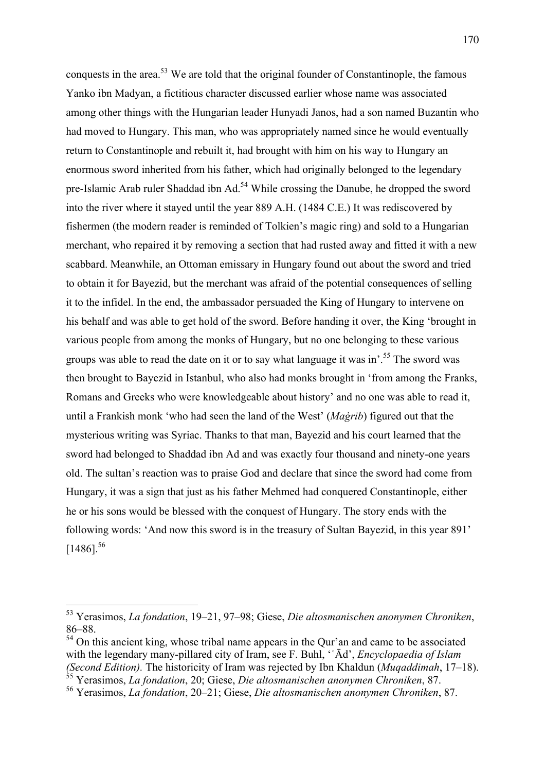conquests in the area.[53] We are told that the original founder of Constantinople, the famous Yanko ibn Madyan, a fictitious character discussed earlier whose name was associated among other things with the Hungarian leader Hunyadi Janos, had a son named Buzantin who had moved to Hungary. This man, who was appropriately named since he would eventually return to Constantinople and rebuilt it, had brought with him on his way to Hungary an enormous sword inherited from his father, which had originally belonged to the legendary pre-Islamic Arab ruler Shaddad ibn Ad.[54] While crossing the Danube, he dropped the sword into the river where it stayed until the year 889 A.H. (1484 C.E.) It was rediscovered by fishermen (the modern reader is reminded of Tolkien's magic ring) and sold to a Hungarian merchant, who repaired it by removing a section that had rusted away and fitted it with a new scabbard. Meanwhile, an Ottoman emissary in Hungary found out about the sword and tried to obtain it for Bayezid, but the merchant was afraid of the potential consequences of selling it to the infidel. In the end, the ambassador persuaded the King of Hungary to intervene on his behalf and was able to get hold of the sword. Before handing it over, the King 'brought in various people from among the monks of Hungary, but no one belonging to these various groups was able to read the date on it or to say what language it was in'.[55] The sword was then brought to Bayezid in Istanbul, who also had monks brought in 'from among the Franks, Romans and Greeks who were knowledgeable about history' and no one was able to read it, until a Frankish monk 'who had seen the land of the West' (*Maġrib*) figured out that the mysterious writing was Syriac. Thanks to that man, Bayezid and his court learned that the sword had belonged to Shaddad ibn Ad and was exactly four thousand and ninety-one years old. The sultan's reaction was to praise God and declare that since the sword had come from Hungary, it was a sign that just as his father Mehmed had conquered Constantinople, either he or his sons would be blessed with the conquest of Hungary. The story ends with the following words: 'And now this sword is in the treasury of Sultan Bayezid, in this year 891' [1486].[56]

---

[53] Yerasimos, *La fondation*, 19–21, 97–98; Giese, *Die altosmanischen anonymen Chroniken*, 86–88.

[54] On this ancient king, whose tribal name appears in the Qur'an and came to be associated with the legendary many-pillared city of Iram, see F. Buhl, 'ʿĀd', *Encyclopaedia of Islam (Second Edition).* The historicity of Iram was rejected by Ibn Khaldun (*Muqaddimah*, 17–18).

[55] Yerasimos, *La fondation*, 20; Giese, *Die altosmanischen anonymen Chroniken*, 87.

[56] Yerasimos, *La fondation*, 20–21; Giese, *Die altosmanischen anonymen Chroniken*, 87.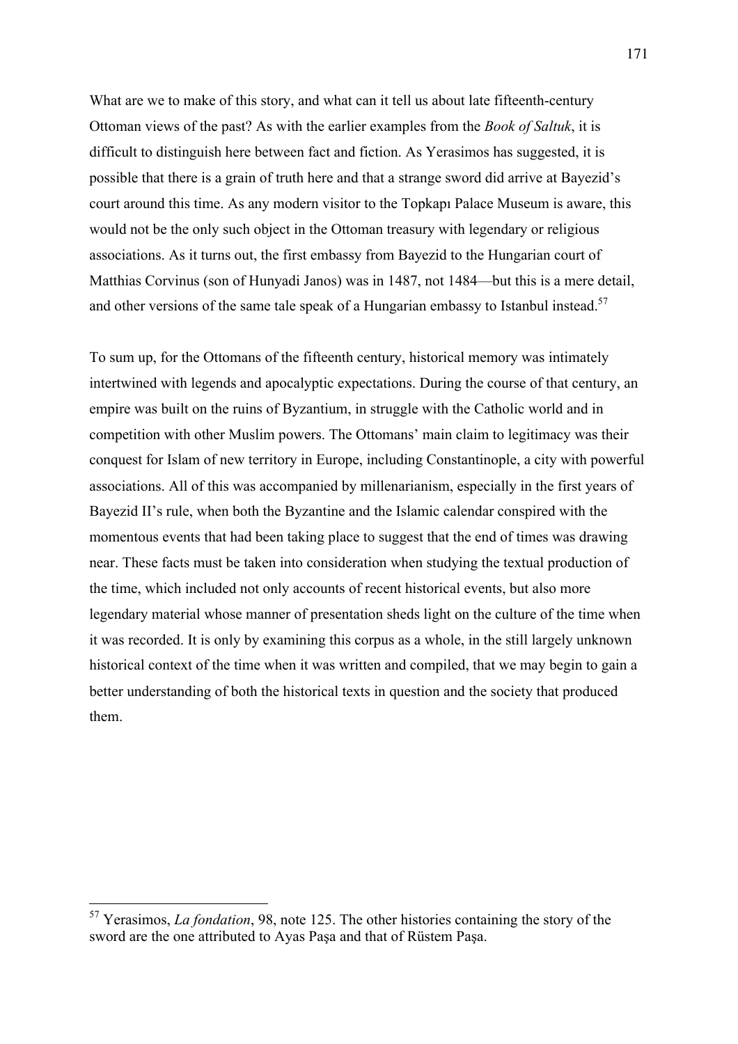What are we to make of this story, and what can it tell us about late fifteenth-century Ottoman views of the past? As with the earlier examples from the *Book of Saltuk*, it is difficult to distinguish here between fact and fiction. As Yerasimos has suggested, it is possible that there is a grain of truth here and that a strange sword did arrive at Bayezid's court around this time. As any modern visitor to the Topkapı Palace Museum is aware, this would not be the only such object in the Ottoman treasury with legendary or religious associations. As it turns out, the first embassy from Bayezid to the Hungarian court of Matthias Corvinus (son of Hunyadi Janos) was in 1487, not 1484—but this is a mere detail, and other versions of the same tale speak of a Hungarian embassy to Istanbul instead.[57]

To sum up, for the Ottomans of the fifteenth century, historical memory was intimately intertwined with legends and apocalyptic expectations. During the course of that century, an empire was built on the ruins of Byzantium, in struggle with the Catholic world and in competition with other Muslim powers. The Ottomans' main claim to legitimacy was their conquest for Islam of new territory in Europe, including Constantinople, a city with powerful associations. All of this was accompanied by millenarianism, especially in the first years of Bayezid II's rule, when both the Byzantine and the Islamic calendar conspired with the momentous events that had been taking place to suggest that the end of times was drawing near. These facts must be taken into consideration when studying the textual production of the time, which included not only accounts of recent historical events, but also more legendary material whose manner of presentation sheds light on the culture of the time when it was recorded. It is only by examining this corpus as a whole, in the still largely unknown historical context of the time when it was written and compiled, that we may begin to gain a better understanding of both the historical texts in question and the society that produced them.

[57] Yerasimos, *La fondation*, 98, note 125. The other histories containing the story of the sword are the one attributed to Ayas Paşa and that of Rüstem Paşa.